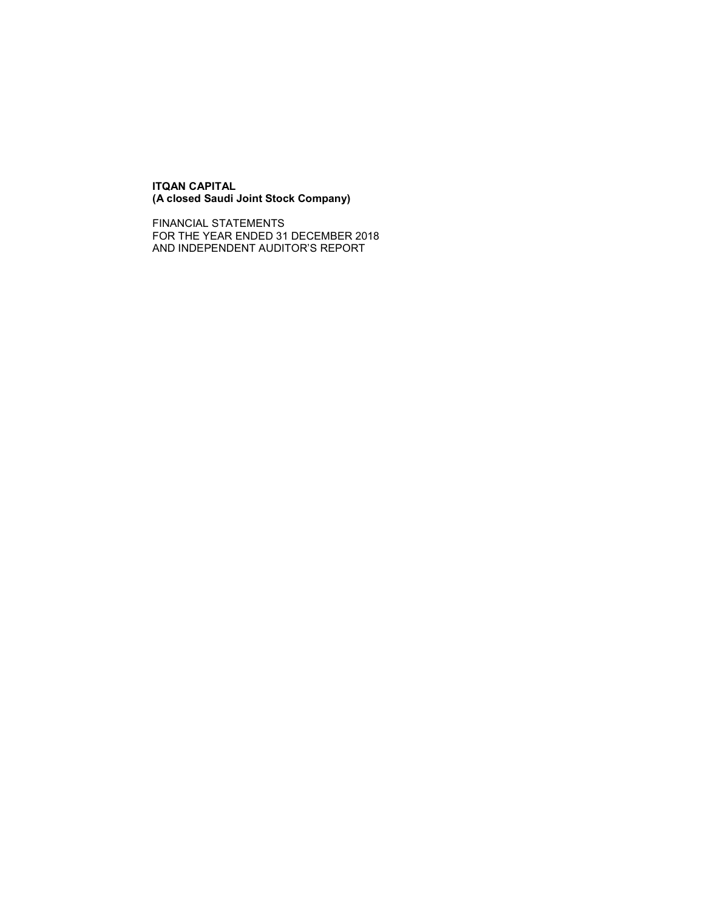**ITQAN CAPITAL**
**(A closed Saudi Joint Stock Company)**

FINANCIAL STATEMENTS
FOR THE YEAR ENDED 31 DECEMBER 2018
AND INDEPENDENT AUDITOR'S REPORT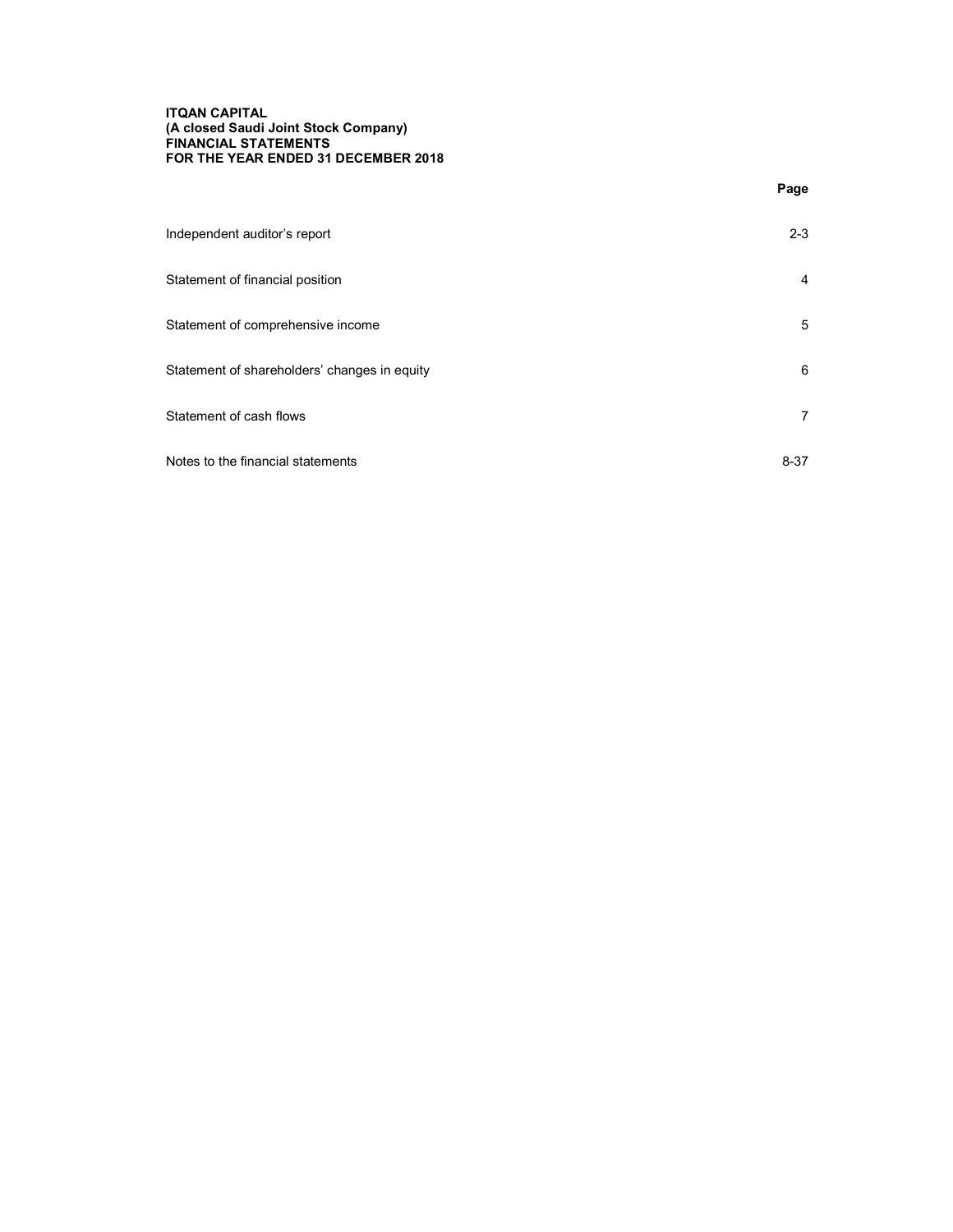**ITQAN CAPITAL**
**(A closed Saudi Joint Stock Company)**
**FINANCIAL STATEMENTS**
**FOR THE YEAR ENDED 31 DECEMBER 2018**

| | **Page** |
|---|---|
| Independent auditor's report | 2-3 |
| Statement of financial position | 4 |
| Statement of comprehensive income | 5 |
| Statement of shareholders' changes in equity | 6 |
| Statement of cash flows | 7 |
| Notes to the financial statements | 8-37 |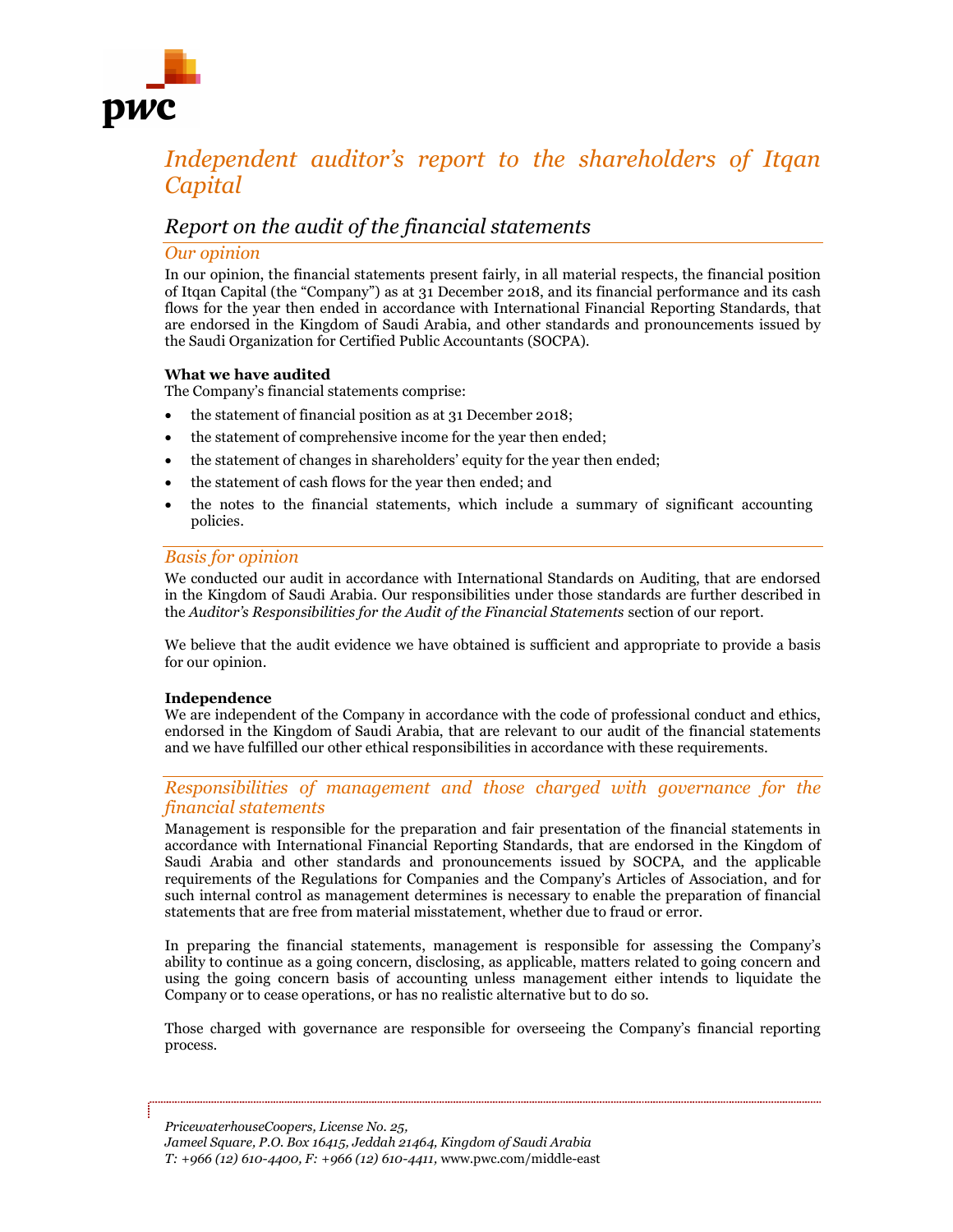# *Independent auditor's report to the shareholders of Itqan Capital*

## *Report on the audit of the financial statements*

### *Our opinion*

In our opinion, the financial statements present fairly, in all material respects, the financial position of Itqan Capital (the "Company") as at 31 December 2018, and its financial performance and its cash flows for the year then ended in accordance with International Financial Reporting Standards, that are endorsed in the Kingdom of Saudi Arabia, and other standards and pronouncements issued by the Saudi Organization for Certified Public Accountants (SOCPA).

**What we have audited**

The Company's financial statements comprise:

- the statement of financial position as at 31 December 2018;
- the statement of comprehensive income for the year then ended;
- the statement of changes in shareholders' equity for the year then ended;
- the statement of cash flows for the year then ended; and
- the notes to the financial statements, which include a summary of significant accounting policies.

### *Basis for opinion*

We conducted our audit in accordance with International Standards on Auditing, that are endorsed in the Kingdom of Saudi Arabia. Our responsibilities under those standards are further described in the *Auditor's Responsibilities for the Audit of the Financial Statements* section of our report.

We believe that the audit evidence we have obtained is sufficient and appropriate to provide a basis for our opinion.

**Independence**

We are independent of the Company in accordance with the code of professional conduct and ethics, endorsed in the Kingdom of Saudi Arabia, that are relevant to our audit of the financial statements and we have fulfilled our other ethical responsibilities in accordance with these requirements.

### *Responsibilities of management and those charged with governance for the financial statements*

Management is responsible for the preparation and fair presentation of the financial statements in accordance with International Financial Reporting Standards, that are endorsed in the Kingdom of Saudi Arabia and other standards and pronouncements issued by SOCPA, and the applicable requirements of the Regulations for Companies and the Company's Articles of Association, and for such internal control as management determines is necessary to enable the preparation of financial statements that are free from material misstatement, whether due to fraud or error.

In preparing the financial statements, management is responsible for assessing the Company's ability to continue as a going concern, disclosing, as applicable, matters related to going concern and using the going concern basis of accounting unless management either intends to liquidate the Company or to cease operations, or has no realistic alternative but to do so.

Those charged with governance are responsible for overseeing the Company's financial reporting process.

*PricewaterhouseCoopers, License No. 25,*
*Jameel Square, P.O. Box 16415, Jeddah 21464, Kingdom of Saudi Arabia*
*T: +966 (12) 610-4400, F: +966 (12) 610-4411,* www.pwc.com/middle-east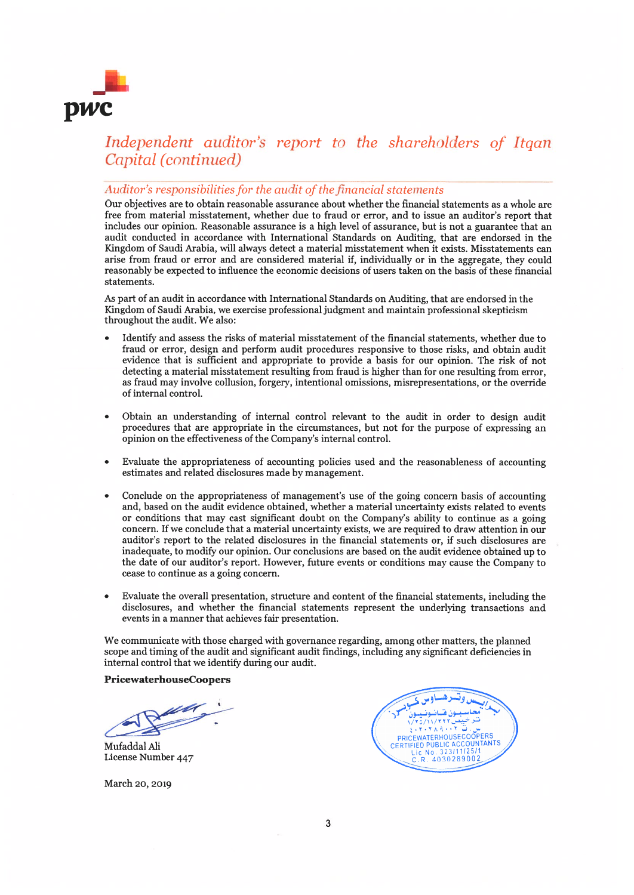# Independent auditor's report to the shareholders of Itqan Capital (continued)

## Auditor's responsibilities for the audit of the financial statements

Our objectives are to obtain reasonable assurance about whether the financial statements as a whole are free from material misstatement, whether due to fraud or error, and to issue an auditor's report that includes our opinion. Reasonable assurance is a high level of assurance, but is not a guarantee that an audit conducted in accordance with International Standards on Auditing, that are endorsed in the Kingdom of Saudi Arabia, will always detect a material misstatement when it exists. Misstatements can arise from fraud or error and are considered material if, individually or in the aggregate, they could reasonably be expected to influence the economic decisions of users taken on the basis of these financial statements.

As part of an audit in accordance with International Standards on Auditing, that are endorsed in the Kingdom of Saudi Arabia, we exercise professional judgment and maintain professional skepticism throughout the audit. We also:

- Identify and assess the risks of material misstatement of the financial statements, whether due to fraud or error, design and perform audit procedures responsive to those risks, and obtain audit evidence that is sufficient and appropriate to provide a basis for our opinion. The risk of not detecting a material misstatement resulting from fraud is higher than for one resulting from error, as fraud may involve collusion, forgery, intentional omissions, misrepresentations, or the override of internal control.

- Obtain an understanding of internal control relevant to the audit in order to design audit procedures that are appropriate in the circumstances, but not for the purpose of expressing an opinion on the effectiveness of the Company's internal control.

- Evaluate the appropriateness of accounting policies used and the reasonableness of accounting estimates and related disclosures made by management.

- Conclude on the appropriateness of management's use of the going concern basis of accounting and, based on the audit evidence obtained, whether a material uncertainty exists related to events or conditions that may cast significant doubt on the Company's ability to continue as a going concern. If we conclude that a material uncertainty exists, we are required to draw attention in our auditor's report to the related disclosures in the financial statements or, if such disclosures are inadequate, to modify our opinion. Our conclusions are based on the audit evidence obtained up to the date of our auditor's report. However, future events or conditions may cause the Company to cease to continue as a going concern.

- Evaluate the overall presentation, structure and content of the financial statements, including the disclosures, and whether the financial statements represent the underlying transactions and events in a manner that achieves fair presentation.

We communicate with those charged with governance regarding, among other matters, the planned scope and timing of the audit and significant audit findings, including any significant deficiencies in internal control that we identify during our audit.

**PricewaterhouseCoopers**

Mufaddal Ali
License Number 447

برايس وترهاوس كوبرز
محاسبون قانونيون
ترخيص ١/٢٥/١١/٣٢٣
س.ت ٤٠٣٠٢٨٩٠٠٢
PRICEWATERHOUSECOOPERS
CERTIFIED PUBLIC ACCOUNTANTS
Lic No. 323/11/25/1
C.R. 4030289002

March 20, 2019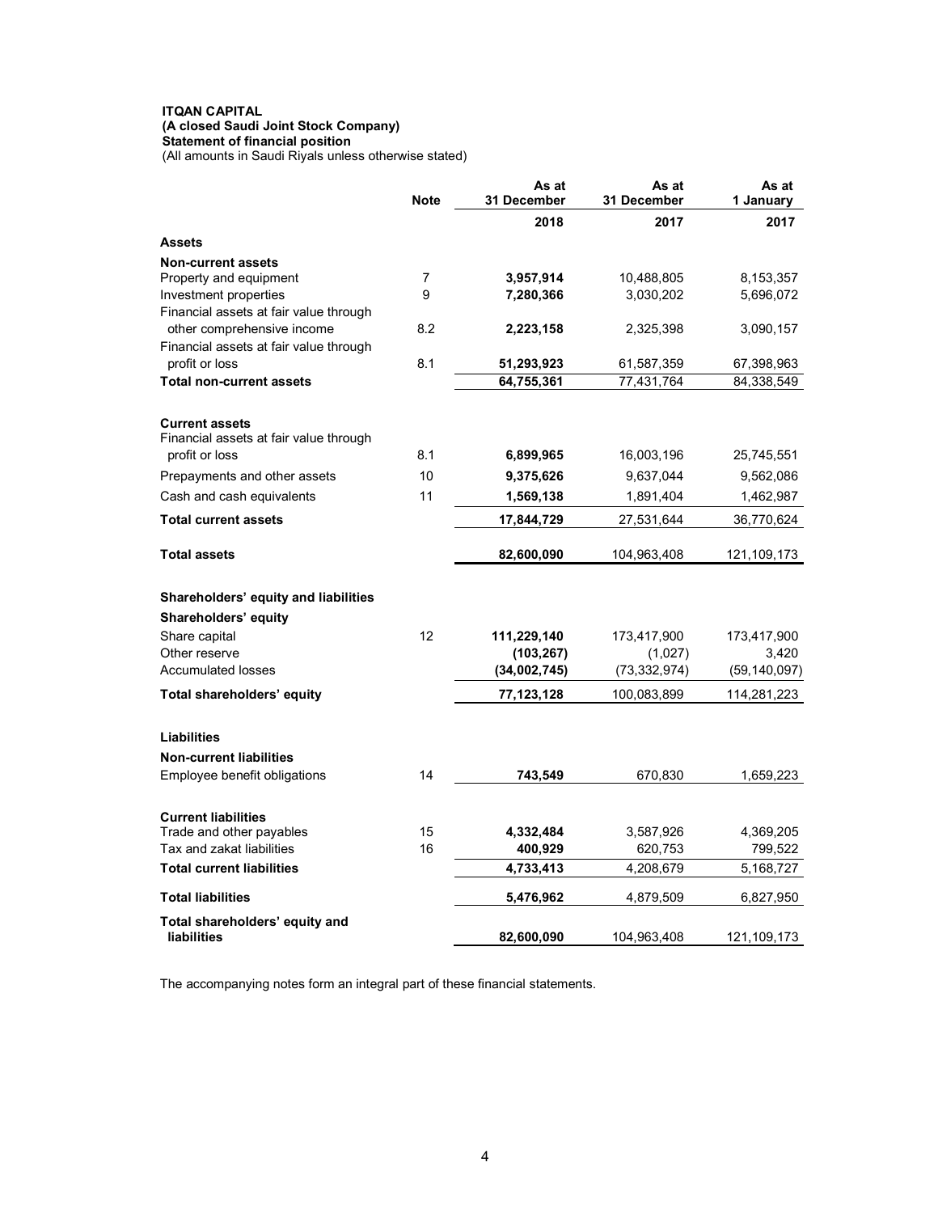**ITQAN CAPITAL**
**(A closed Saudi Joint Stock Company)**
**Statement of financial position**
(All amounts in Saudi Riyals unless otherwise stated)

| | Note | As at 31 December 2018 | As at 31 December 2017 | As at 1 January 2017 |
|---|---|---|---|---|
| **Assets** | | | | |
| **Non-current assets** | | | | |
| Property and equipment | 7 | **3,957,914** | 10,488,805 | 8,153,357 |
| Investment properties | 9 | **7,280,366** | 3,030,202 | 5,696,072 |
| Financial assets at fair value through other comprehensive income | 8.2 | **2,223,158** | 2,325,398 | 3,090,157 |
| Financial assets at fair value through profit or loss | 8.1 | **51,293,923** | 61,587,359 | 67,398,963 |
| **Total non-current assets** | | **64,755,361** | 77,431,764 | 84,338,549 |
| **Current assets** | | | | |
| Financial assets at fair value through profit or loss | 8.1 | **6,899,965** | 16,003,196 | 25,745,551 |
| Prepayments and other assets | 10 | **9,375,626** | 9,637,044 | 9,562,086 |
| Cash and cash equivalents | 11 | **1,569,138** | 1,891,404 | 1,462,987 |
| **Total current assets** | | **17,844,729** | 27,531,644 | 36,770,624 |
| **Total assets** | | **82,600,090** | 104,963,408 | 121,109,173 |
| **Shareholders' equity and liabilities** | | | | |
| **Shareholders' equity** | | | | |
| Share capital | 12 | **111,229,140** | 173,417,900 | 173,417,900 |
| Other reserve | | **(103,267)** | (1,027) | 3,420 |
| Accumulated losses | | **(34,002,745)** | (73,332,974) | (59,140,097) |
| **Total shareholders' equity** | | **77,123,128** | 100,083,899 | 114,281,223 |
| **Liabilities** | | | | |
| **Non-current liabilities** | | | | |
| Employee benefit obligations | 14 | **743,549** | 670,830 | 1,659,223 |
| **Current liabilities** | | | | |
| Trade and other payables | 15 | **4,332,484** | 3,587,926 | 4,369,205 |
| Tax and zakat liabilities | 16 | **400,929** | 620,753 | 799,522 |
| **Total current liabilities** | | **4,733,413** | 4,208,679 | 5,168,727 |
| **Total liabilities** | | **5,476,962** | 4,879,509 | 6,827,950 |
| **Total shareholders' equity and liabilities** | | **82,600,090** | 104,963,408 | 121,109,173 |

The accompanying notes form an integral part of these financial statements.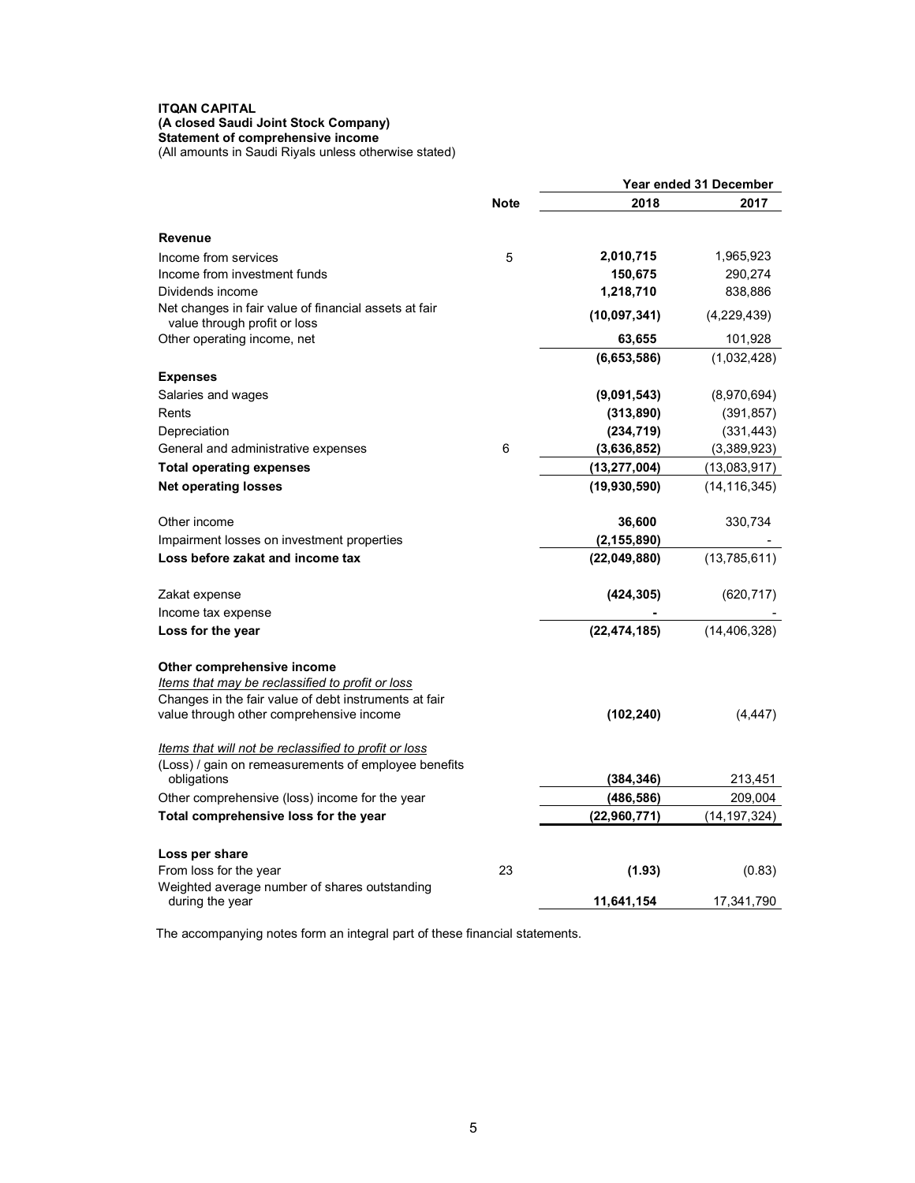**ITQAN CAPITAL**
**(A closed Saudi Joint Stock Company)**
**Statement of comprehensive income**
(All amounts in Saudi Riyals unless otherwise stated)

| | Note | Year ended 31 December 2018 | 2017 |
|---|---|---|---|
| **Revenue** | | | |
| Income from services | 5 | **2,010,715** | 1,965,923 |
| Income from investment funds | | **150,675** | 290,274 |
| Dividends income | | **1,218,710** | 838,886 |
| Net changes in fair value of financial assets at fair value through profit or loss | | **(10,097,341)** | (4,229,439) |
| Other operating income, net | | **63,655** | 101,928 |
| | | **(6,653,586)** | (1,032,428) |
| **Expenses** | | | |
| Salaries and wages | | **(9,091,543)** | (8,970,694) |
| Rents | | **(313,890)** | (391,857) |
| Depreciation | | **(234,719)** | (331,443) |
| General and administrative expenses | 6 | **(3,636,852)** | (3,389,923) |
| **Total operating expenses** | | **(13,277,004)** | (13,083,917) |
| **Net operating losses** | | **(19,930,590)** | (14,116,345) |
| Other income | | **36,600** | 330,734 |
| Impairment losses on investment properties | | **(2,155,890)** | - |
| **Loss before zakat and income tax** | | **(22,049,880)** | (13,785,611) |
| Zakat expense | | **(424,305)** | (620,717) |
| Income tax expense | | **-** | - |
| **Loss for the year** | | **(22,474,185)** | (14,406,328) |
| **Other comprehensive income** | | | |
| *Items that may be reclassified to profit or loss* | | | |
| Changes in the fair value of debt instruments at fair value through other comprehensive income | | **(102,240)** | (4,447) |
| *Items that will not be reclassified to profit or loss* | | | |
| (Loss) / gain on remeasurements of employee benefits obligations | | **(384,346)** | 213,451 |
| Other comprehensive (loss) income for the year | | **(486,586)** | 209,004 |
| **Total comprehensive loss for the year** | | **(22,960,771)** | (14,197,324) |
| **Loss per share** | | | |
| From loss for the year | 23 | **(1.93)** | (0.83) |
| Weighted average number of shares outstanding during the year | | **11,641,154** | 17,341,790 |

The accompanying notes form an integral part of these financial statements.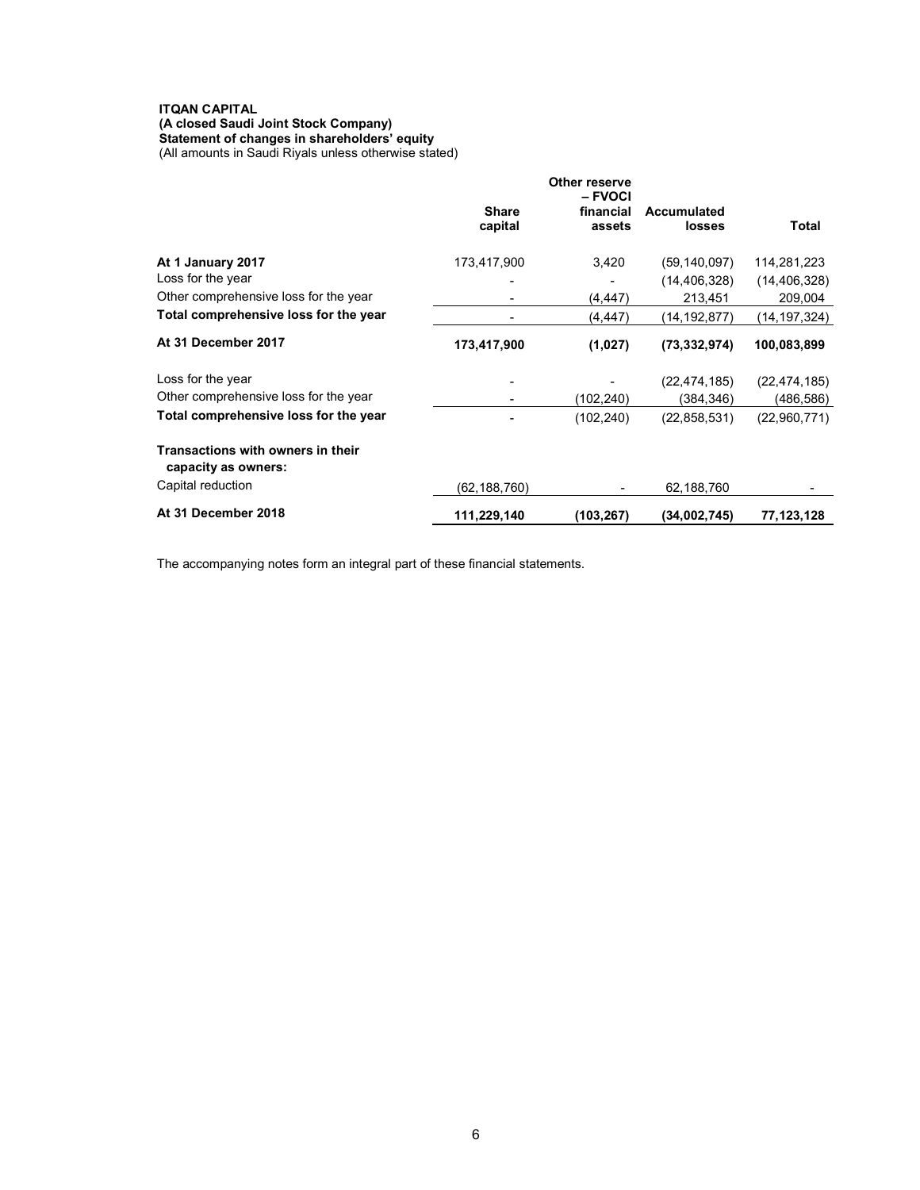**ITQAN CAPITAL**
**(A closed Saudi Joint Stock Company)**
**Statement of changes in shareholders' equity**
(All amounts in Saudi Riyals unless otherwise stated)

| | Share capital | Other reserve – FVOCI financial assets | Accumulated losses | Total |
|---|---|---|---|---|
| **At 1 January 2017** | 173,417,900 | 3,420 | (59,140,097) | 114,281,223 |
| Loss for the year | - | - | (14,406,328) | (14,406,328) |
| Other comprehensive loss for the year | - | (4,447) | 213,451 | 209,004 |
| **Total comprehensive loss for the year** | - | (4,447) | (14,192,877) | (14,197,324) |
| **At 31 December 2017** | **173,417,900** | **(1,027)** | **(73,332,974)** | **100,083,899** |
| Loss for the year | - | - | (22,474,185) | (22,474,185) |
| Other comprehensive loss for the year | - | (102,240) | (384,346) | (486,586) |
| **Total comprehensive loss for the year** | - | (102,240) | (22,858,531) | (22,960,771) |
| **Transactions with owners in their capacity as owners:** | | | | |
| Capital reduction | (62,188,760) | - | 62,188,760 | - |
| **At 31 December 2018** | **111,229,140** | **(103,267)** | **(34,002,745)** | **77,123,128** |

The accompanying notes form an integral part of these financial statements.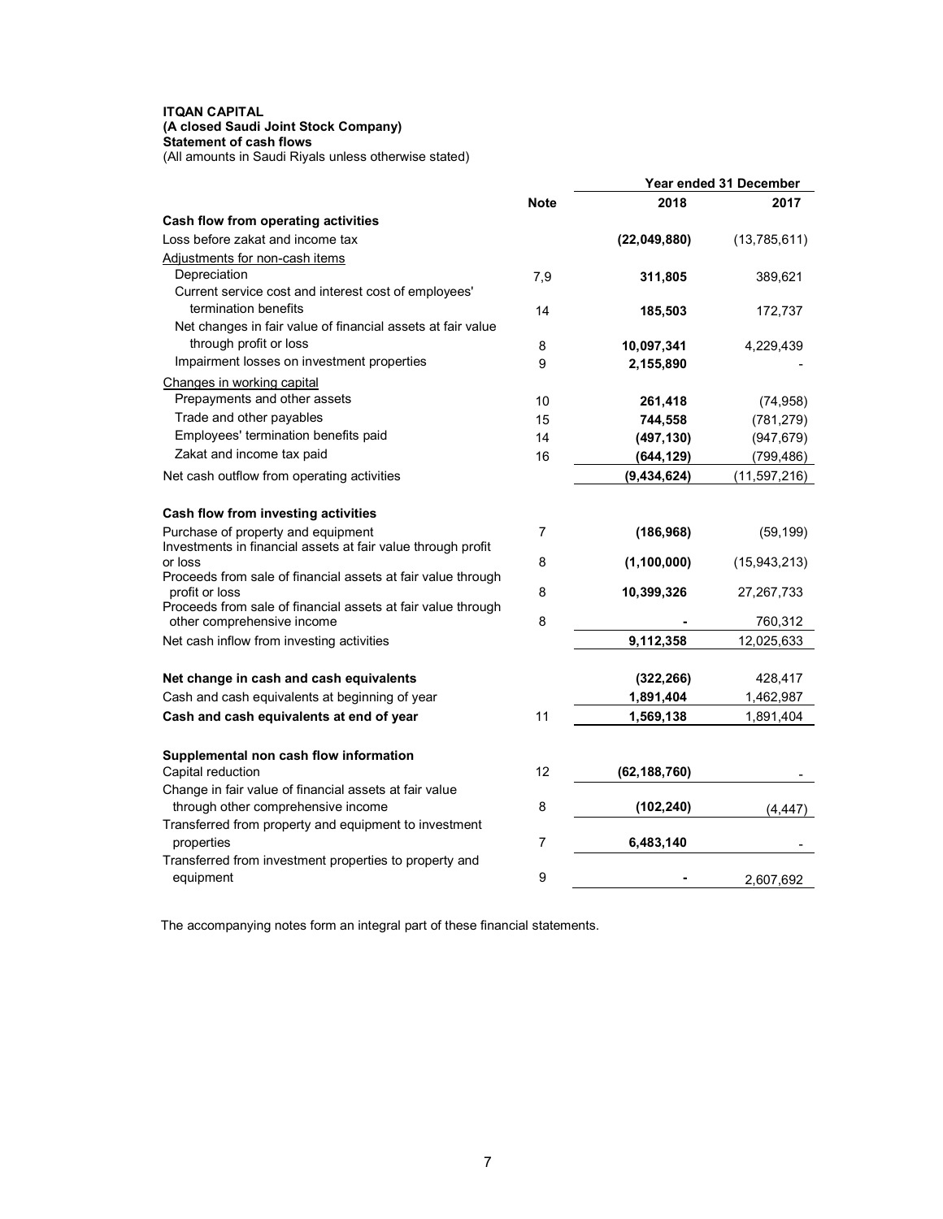**ITQAN CAPITAL**
**(A closed Saudi Joint Stock Company)**
**Statement of cash flows**
(All amounts in Saudi Riyals unless otherwise stated)

| | Note | Year ended 31 December 2018 | 2017 |
|---|---|---|---|
| **Cash flow from operating activities** | | | |
| Loss before zakat and income tax | | **(22,049,880)** | (13,785,611) |
| Adjustments for non-cash items | | | |
| Depreciation | 7,9 | **311,805** | 389,621 |
| Current service cost and interest cost of employees' termination benefits | 14 | **185,503** | 172,737 |
| Net changes in fair value of financial assets at fair value through profit or loss | 8 | **10,097,341** | 4,229,439 |
| Impairment losses on investment properties | 9 | **2,155,890** | - |
| Changes in working capital | | | |
| Prepayments and other assets | 10 | **261,418** | (74,958) |
| Trade and other payables | 15 | **744,558** | (781,279) |
| Employees' termination benefits paid | 14 | **(497,130)** | (947,679) |
| Zakat and income tax paid | 16 | **(644,129)** | (799,486) |
| Net cash outflow from operating activities | | **(9,434,624)** | (11,597,216) |
| | | | |
| **Cash flow from investing activities** | | | |
| Purchase of property and equipment | 7 | **(186,968)** | (59,199) |
| Investments in financial assets at fair value through profit or loss | 8 | **(1,100,000)** | (15,943,213) |
| Proceeds from sale of financial assets at fair value through profit or loss | 8 | **10,399,326** | 27,267,733 |
| Proceeds from sale of financial assets at fair value through other comprehensive income | 8 | **-** | 760,312 |
| Net cash inflow from investing activities | | **9,112,358** | 12,025,633 |
| | | | |
| **Net change in cash and cash equivalents** | | **(322,266)** | 428,417 |
| Cash and cash equivalents at beginning of year | | **1,891,404** | 1,462,987 |
| **Cash and cash equivalents at end of year** | 11 | **1,569,138** | 1,891,404 |
| | | | |
| **Supplemental non cash flow information** | | | |
| Capital reduction | 12 | **(62,188,760)** | - |
| Change in fair value of financial assets at fair value through other comprehensive income | 8 | **(102,240)** | (4,447) |
| Transferred from property and equipment to investment properties | 7 | **6,483,140** | - |
| Transferred from investment properties to property and equipment | 9 | **-** | 2,607,692 |

The accompanying notes form an integral part of these financial statements.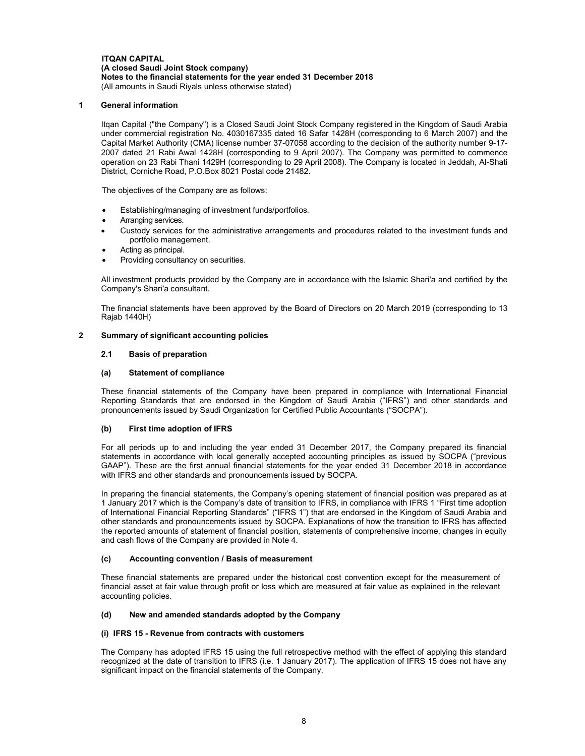**ITQAN CAPITAL**
**(A closed Saudi Joint Stock company)**
**Notes to the financial statements for the year ended 31 December 2018**
(All amounts in Saudi Riyals unless otherwise stated)

## 1 General information

Itqan Capital ("the Company") is a Closed Saudi Joint Stock Company registered in the Kingdom of Saudi Arabia under commercial registration No. 4030167335 dated 16 Safar 1428H (corresponding to 6 March 2007) and the Capital Market Authority (CMA) license number 37-07058 according to the decision of the authority number 9-17-2007 dated 21 Rabi Awal 1428H (corresponding to 9 April 2007). The Company was permitted to commence operation on 23 Rabi Thani 1429H (corresponding to 29 April 2008). The Company is located in Jeddah, Al-Shati District, Corniche Road, P.O.Box 8021 Postal code 21482.

The objectives of the Company are as follows:

- Establishing/managing of investment funds/portfolios.
- Arranging services.
- Custody services for the administrative arrangements and procedures related to the investment funds and portfolio management.
- Acting as principal.
- Providing consultancy on securities.

All investment products provided by the Company are in accordance with the Islamic Shari'a and certified by the Company's Shari'a consultant.

The financial statements have been approved by the Board of Directors on 20 March 2019 (corresponding to 13 Rajab 1440H)

## 2 Summary of significant accounting policies

### 2.1 Basis of preparation

#### (a) Statement of compliance

These financial statements of the Company have been prepared in compliance with International Financial Reporting Standards that are endorsed in the Kingdom of Saudi Arabia ("IFRS") and other standards and pronouncements issued by Saudi Organization for Certified Public Accountants ("SOCPA").

#### (b) First time adoption of IFRS

For all periods up to and including the year ended 31 December 2017, the Company prepared its financial statements in accordance with local generally accepted accounting principles as issued by SOCPA ("previous GAAP"). These are the first annual financial statements for the year ended 31 December 2018 in accordance with IFRS and other standards and pronouncements issued by SOCPA.

In preparing the financial statements, the Company's opening statement of financial position was prepared as at 1 January 2017 which is the Company's date of transition to IFRS, in compliance with IFRS 1 "First time adoption of International Financial Reporting Standards" ("IFRS 1") that are endorsed in the Kingdom of Saudi Arabia and other standards and pronouncements issued by SOCPA. Explanations of how the transition to IFRS has affected the reported amounts of statement of financial position, statements of comprehensive income, changes in equity and cash flows of the Company are provided in Note 4.

#### (c) Accounting convention / Basis of measurement

These financial statements are prepared under the historical cost convention except for the measurement of financial asset at fair value through profit or loss which are measured at fair value as explained in the relevant accounting policies.

#### (d) New and amended standards adopted by the Company

**(i) IFRS 15 - Revenue from contracts with customers**

The Company has adopted IFRS 15 using the full retrospective method with the effect of applying this standard recognized at the date of transition to IFRS (i.e. 1 January 2017). The application of IFRS 15 does not have any significant impact on the financial statements of the Company.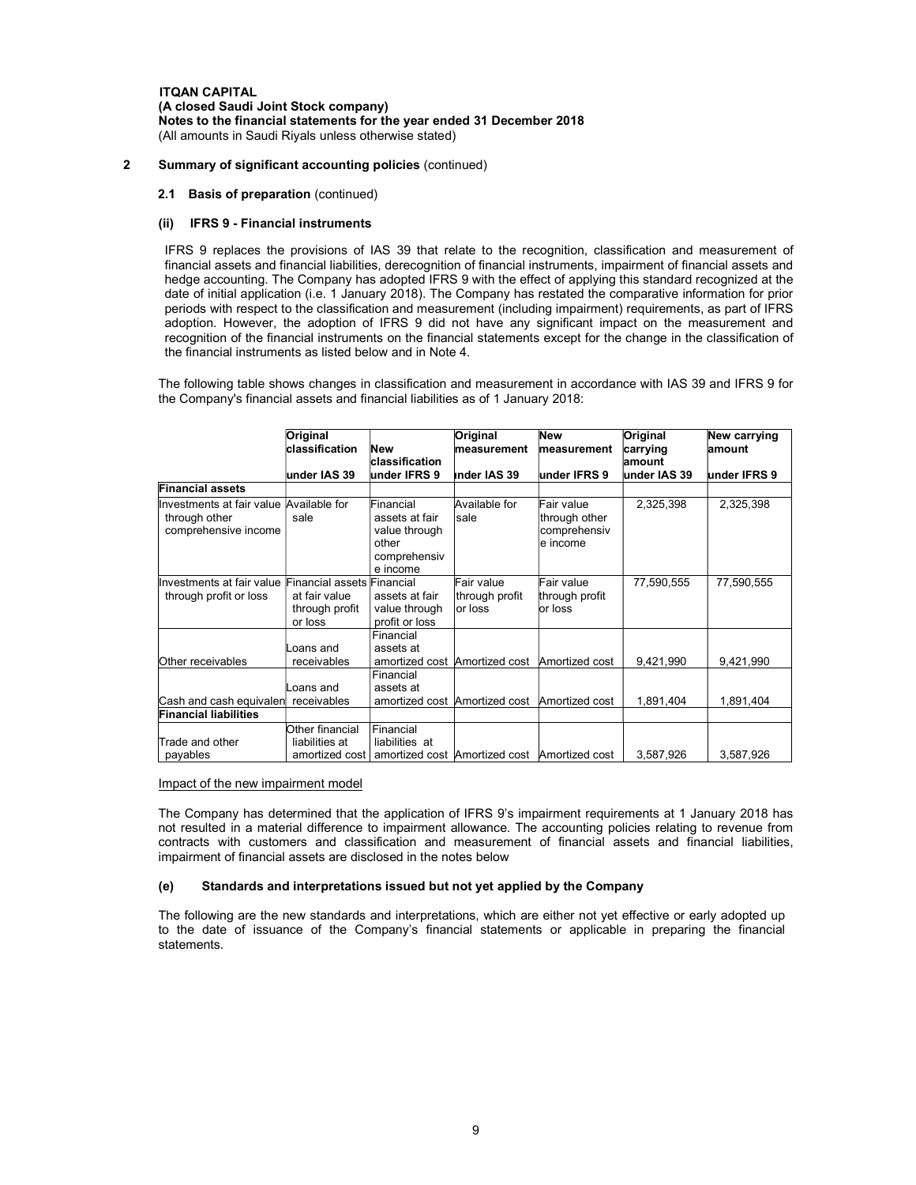ITQAN CAPITAL
(A closed Saudi Joint Stock company)
Notes to the financial statements for the year ended 31 December 2018
(All amounts in Saudi Riyals unless otherwise stated)

## 2 Summary of significant accounting policies (continued)

### 2.1 Basis of preparation (continued)

#### (ii) IFRS 9 - Financial instruments

IFRS 9 replaces the provisions of IAS 39 that relate to the recognition, classification and measurement of financial assets and financial liabilities, derecognition of financial instruments, impairment of financial assets and hedge accounting. The Company has adopted IFRS 9 with the effect of applying this standard recognized at the date of initial application (i.e. 1 January 2018). The Company has restated the comparative information for prior periods with respect to the classification and measurement (including impairment) requirements, as part of IFRS adoption. However, the adoption of IFRS 9 did not have any significant impact on the measurement and recognition of the financial instruments on the financial statements except for the change in the classification of the financial instruments as listed below and in Note 4.

The following table shows changes in classification and measurement in accordance with IAS 39 and IFRS 9 for the Company's financial assets and financial liabilities as of 1 January 2018:

| | Original classification under IAS 39 | New classification under IFRS 9 | Original measurement under IAS 39 | New measurement under IFRS 9 | Original carrying amount under IAS 39 | New carrying amount under IFRS 9 |
|---|---|---|---|---|---|---|
| **Financial assets** | | | | | | |
| Investments at fair value through other comprehensive income | Available for sale | Financial assets at fair value through other comprehensive income | Available for sale | Fair value through other comprehensive income | 2,325,398 | 2,325,398 |
| Investments at fair value through profit or loss | Financial assets at fair value through profit or loss | Financial assets at fair value through profit or loss | Fair value through profit or loss | Fair value through profit or loss | 77,590,555 | 77,590,555 |
| Other receivables | Loans and receivables | Financial assets at amortized cost | Amortized cost | Amortized cost | 9,421,990 | 9,421,990 |
| Cash and cash equivalen | Loans and receivables | Financial assets at amortized cost | Amortized cost | Amortized cost | 1,891,404 | 1,891,404 |
| **Financial liabilities** | | | | | | |
| Trade and other payables | Other financial liabilities at amortized cost | Financial liabilities at amortized cost | Amortized cost | Amortized cost | 3,587,926 | 3,587,926 |

Impact of the new impairment model

The Company has determined that the application of IFRS 9's impairment requirements at 1 January 2018 has not resulted in a material difference to impairment allowance. The accounting policies relating to revenue from contracts with customers and classification and measurement of financial assets and financial liabilities, impairment of financial assets are disclosed in the notes below

#### (e) Standards and interpretations issued but not yet applied by the Company

The following are the new standards and interpretations, which are either not yet effective or early adopted up to the date of issuance of the Company's financial statements or applicable in preparing the financial statements.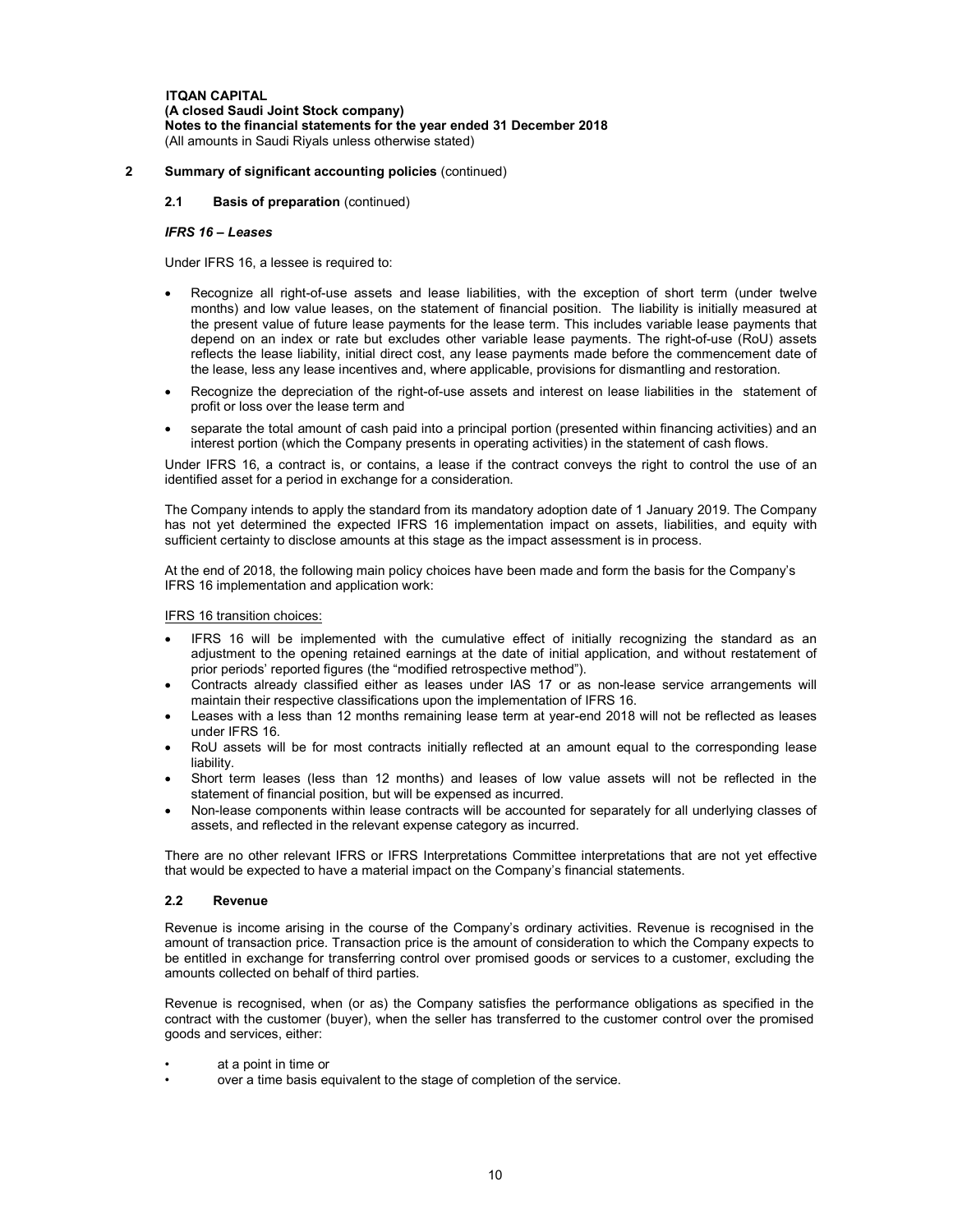**ITQAN CAPITAL**
**(A closed Saudi Joint Stock company)**
**Notes to the financial statements for the year ended 31 December 2018**
(All amounts in Saudi Riyals unless otherwise stated)

## 2 Summary of significant accounting policies (continued)

### 2.1 Basis of preparation (continued)

***IFRS 16 – Leases***

Under IFRS 16, a lessee is required to:

- Recognize all right-of-use assets and lease liabilities, with the exception of short term (under twelve months) and low value leases, on the statement of financial position. The liability is initially measured at the present value of future lease payments for the lease term. This includes variable lease payments that depend on an index or rate but excludes other variable lease payments. The right-of-use (RoU) assets reflects the lease liability, initial direct cost, any lease payments made before the commencement date of the lease, less any lease incentives and, where applicable, provisions for dismantling and restoration.
- Recognize the depreciation of the right-of-use assets and interest on lease liabilities in the statement of profit or loss over the lease term and
- separate the total amount of cash paid into a principal portion (presented within financing activities) and an interest portion (which the Company presents in operating activities) in the statement of cash flows.

Under IFRS 16, a contract is, or contains, a lease if the contract conveys the right to control the use of an identified asset for a period in exchange for a consideration.

The Company intends to apply the standard from its mandatory adoption date of 1 January 2019. The Company has not yet determined the expected IFRS 16 implementation impact on assets, liabilities, and equity with sufficient certainty to disclose amounts at this stage as the impact assessment is in process.

At the end of 2018, the following main policy choices have been made and form the basis for the Company's IFRS 16 implementation and application work:

IFRS 16 transition choices:

- IFRS 16 will be implemented with the cumulative effect of initially recognizing the standard as an adjustment to the opening retained earnings at the date of initial application, and without restatement of prior periods' reported figures (the "modified retrospective method").
- Contracts already classified either as leases under IAS 17 or as non-lease service arrangements will maintain their respective classifications upon the implementation of IFRS 16.
- Leases with a less than 12 months remaining lease term at year-end 2018 will not be reflected as leases under IFRS 16.
- RoU assets will be for most contracts initially reflected at an amount equal to the corresponding lease liability.
- Short term leases (less than 12 months) and leases of low value assets will not be reflected in the statement of financial position, but will be expensed as incurred.
- Non-lease components within lease contracts will be accounted for separately for all underlying classes of assets, and reflected in the relevant expense category as incurred.

There are no other relevant IFRS or IFRS Interpretations Committee interpretations that are not yet effective that would be expected to have a material impact on the Company's financial statements.

### 2.2 Revenue

Revenue is income arising in the course of the Company's ordinary activities. Revenue is recognised in the amount of transaction price. Transaction price is the amount of consideration to which the Company expects to be entitled in exchange for transferring control over promised goods or services to a customer, excluding the amounts collected on behalf of third parties.

Revenue is recognised, when (or as) the Company satisfies the performance obligations as specified in the contract with the customer (buyer), when the seller has transferred to the customer control over the promised goods and services, either:

- at a point in time or
- over a time basis equivalent to the stage of completion of the service.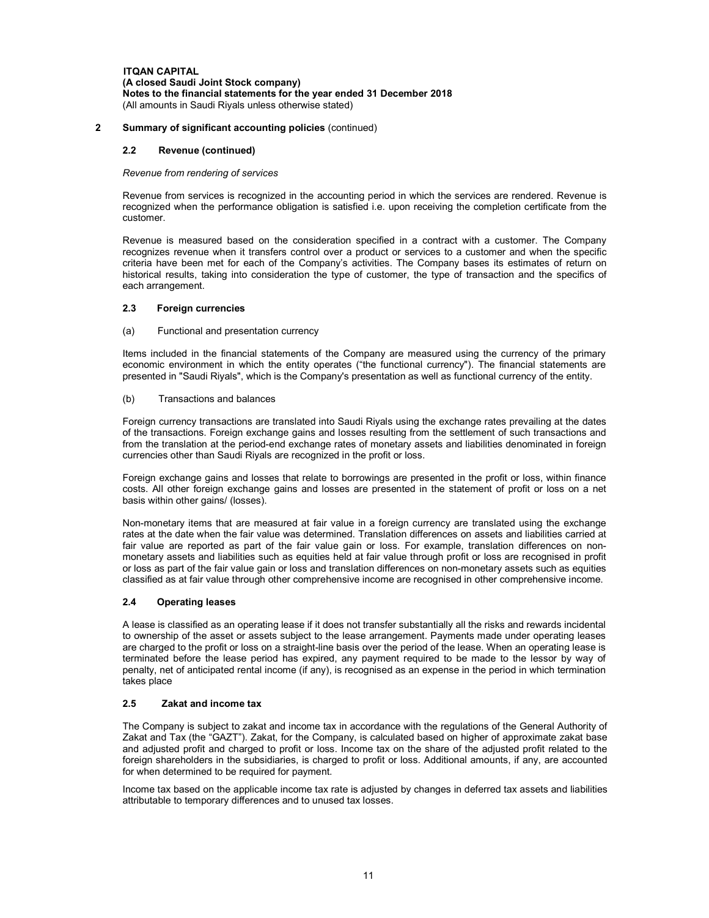## 2 Summary of significant accounting policies (continued)

### 2.2 Revenue (continued)

*Revenue from rendering of services*

Revenue from services is recognized in the accounting period in which the services are rendered. Revenue is recognized when the performance obligation is satisfied i.e. upon receiving the completion certificate from the customer.

Revenue is measured based on the consideration specified in a contract with a customer. The Company recognizes revenue when it transfers control over a product or services to a customer and when the specific criteria have been met for each of the Company's activities. The Company bases its estimates of return on historical results, taking into consideration the type of customer, the type of transaction and the specifics of each arrangement.

### 2.3 Foreign currencies

(a) Functional and presentation currency

Items included in the financial statements of the Company are measured using the currency of the primary economic environment in which the entity operates ("the functional currency"). The financial statements are presented in "Saudi Riyals", which is the Company's presentation as well as functional currency of the entity.

(b) Transactions and balances

Foreign currency transactions are translated into Saudi Riyals using the exchange rates prevailing at the dates of the transactions. Foreign exchange gains and losses resulting from the settlement of such transactions and from the translation at the period-end exchange rates of monetary assets and liabilities denominated in foreign currencies other than Saudi Riyals are recognized in the profit or loss.

Foreign exchange gains and losses that relate to borrowings are presented in the profit or loss, within finance costs. All other foreign exchange gains and losses are presented in the statement of profit or loss on a net basis within other gains/ (losses).

Non-monetary items that are measured at fair value in a foreign currency are translated using the exchange rates at the date when the fair value was determined. Translation differences on assets and liabilities carried at fair value are reported as part of the fair value gain or loss. For example, translation differences on non-monetary assets and liabilities such as equities held at fair value through profit or loss are recognised in profit or loss as part of the fair value gain or loss and translation differences on non-monetary assets such as equities classified as at fair value through other comprehensive income are recognised in other comprehensive income.

### 2.4 Operating leases

A lease is classified as an operating lease if it does not transfer substantially all the risks and rewards incidental to ownership of the asset or assets subject to the lease arrangement. Payments made under operating leases are charged to the profit or loss on a straight-line basis over the period of the lease. When an operating lease is terminated before the lease period has expired, any payment required to be made to the lessor by way of penalty, net of anticipated rental income (if any), is recognised as an expense in the period in which termination takes place

### 2.5 Zakat and income tax

The Company is subject to zakat and income tax in accordance with the regulations of the General Authority of Zakat and Tax (the "GAZT"). Zakat, for the Company, is calculated based on higher of approximate zakat base and adjusted profit and charged to profit or loss. Income tax on the share of the adjusted profit related to the foreign shareholders in the subsidiaries, is charged to profit or loss. Additional amounts, if any, are accounted for when determined to be required for payment.

Income tax based on the applicable income tax rate is adjusted by changes in deferred tax assets and liabilities attributable to temporary differences and to unused tax losses.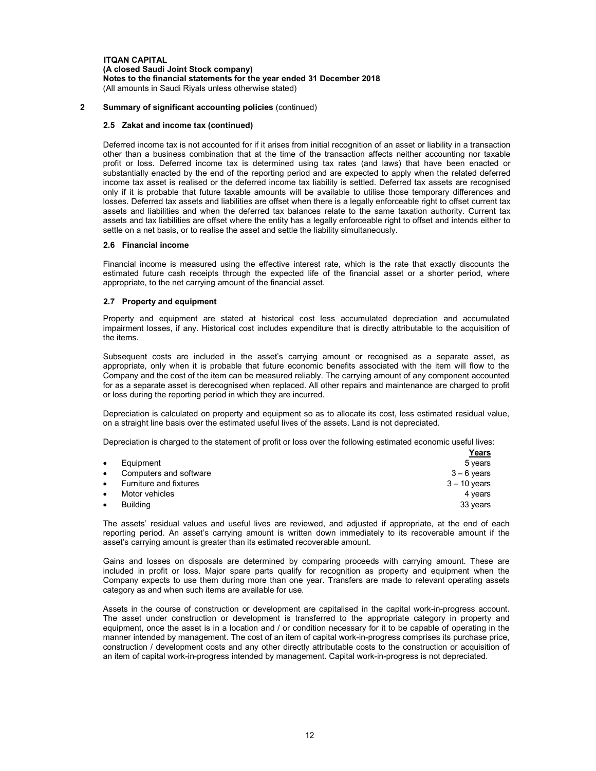## 2 Summary of significant accounting policies (continued)

### 2.5 Zakat and income tax (continued)

Deferred income tax is not accounted for if it arises from initial recognition of an asset or liability in a transaction other than a business combination that at the time of the transaction affects neither accounting nor taxable profit or loss. Deferred income tax is determined using tax rates (and laws) that have been enacted or substantially enacted by the end of the reporting period and are expected to apply when the related deferred income tax asset is realised or the deferred income tax liability is settled. Deferred tax assets are recognised only if it is probable that future taxable amounts will be available to utilise those temporary differences and losses. Deferred tax assets and liabilities are offset when there is a legally enforceable right to offset current tax assets and liabilities and when the deferred tax balances relate to the same taxation authority. Current tax assets and tax liabilities are offset where the entity has a legally enforceable right to offset and intends either to settle on a net basis, or to realise the asset and settle the liability simultaneously.

### 2.6 Financial income

Financial income is measured using the effective interest rate, which is the rate that exactly discounts the estimated future cash receipts through the expected life of the financial asset or a shorter period, where appropriate, to the net carrying amount of the financial asset.

### 2.7 Property and equipment

Property and equipment are stated at historical cost less accumulated depreciation and accumulated impairment losses, if any. Historical cost includes expenditure that is directly attributable to the acquisition of the items.

Subsequent costs are included in the asset's carrying amount or recognised as a separate asset, as appropriate, only when it is probable that future economic benefits associated with the item will flow to the Company and the cost of the item can be measured reliably. The carrying amount of any component accounted for as a separate asset is derecognised when replaced. All other repairs and maintenance are charged to profit or loss during the reporting period in which they are incurred.

Depreciation is calculated on property and equipment so as to allocate its cost, less estimated residual value, on a straight line basis over the estimated useful lives of the assets. Land is not depreciated.

Depreciation is charged to the statement of profit or loss over the following estimated economic useful lives:

| | Years |
|---|---|
| • Equipment | 5 years |
| • Computers and software | 3 – 6 years |
| • Furniture and fixtures | 3 – 10 years |
| • Motor vehicles | 4 years |
| • Building | 33 years |

The assets' residual values and useful lives are reviewed, and adjusted if appropriate, at the end of each reporting period. An asset's carrying amount is written down immediately to its recoverable amount if the asset's carrying amount is greater than its estimated recoverable amount.

Gains and losses on disposals are determined by comparing proceeds with carrying amount. These are included in profit or loss. Major spare parts qualify for recognition as property and equipment when the Company expects to use them during more than one year. Transfers are made to relevant operating assets category as and when such items are available for use.

Assets in the course of construction or development are capitalised in the capital work-in-progress account. The asset under construction or development is transferred to the appropriate category in property and equipment, once the asset is in a location and / or condition necessary for it to be capable of operating in the manner intended by management. The cost of an item of capital work-in-progress comprises its purchase price, construction / development costs and any other directly attributable costs to the construction or acquisition of an item of capital work-in-progress intended by management. Capital work-in-progress is not depreciated.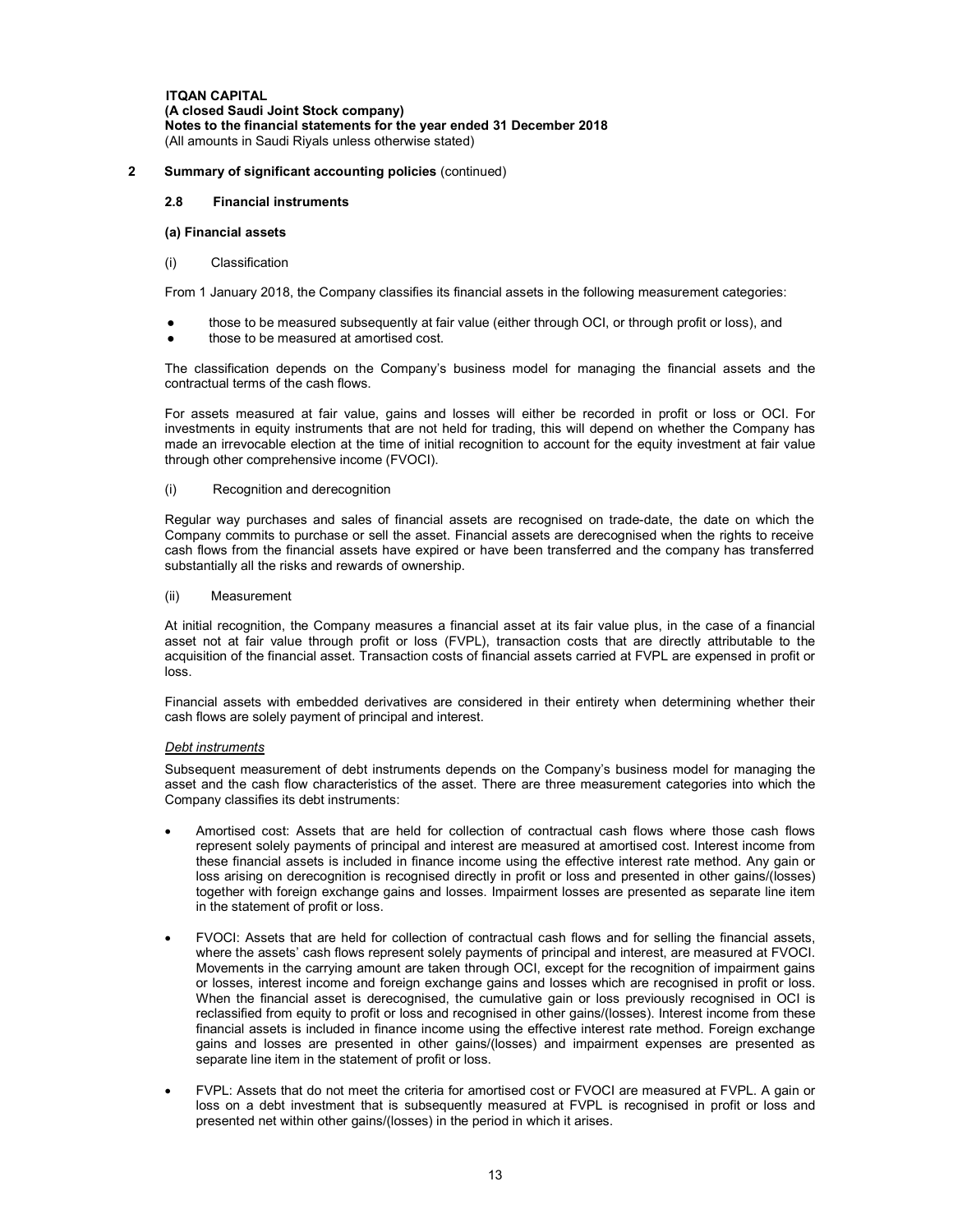## 2 Summary of significant accounting policies (continued)

### 2.8 Financial instruments

#### (a) Financial assets

(i) Classification

From 1 January 2018, the Company classifies its financial assets in the following measurement categories:

- those to be measured subsequently at fair value (either through OCI, or through profit or loss), and
- those to be measured at amortised cost.

The classification depends on the Company's business model for managing the financial assets and the contractual terms of the cash flows.

For assets measured at fair value, gains and losses will either be recorded in profit or loss or OCI. For investments in equity instruments that are not held for trading, this will depend on whether the Company has made an irrevocable election at the time of initial recognition to account for the equity investment at fair value through other comprehensive income (FVOCI).

(i) Recognition and derecognition

Regular way purchases and sales of financial assets are recognised on trade-date, the date on which the Company commits to purchase or sell the asset. Financial assets are derecognised when the rights to receive cash flows from the financial assets have expired or have been transferred and the company has transferred substantially all the risks and rewards of ownership.

(ii) Measurement

At initial recognition, the Company measures a financial asset at its fair value plus, in the case of a financial asset not at fair value through profit or loss (FVPL), transaction costs that are directly attributable to the acquisition of the financial asset. Transaction costs of financial assets carried at FVPL are expensed in profit or loss.

Financial assets with embedded derivatives are considered in their entirety when determining whether their cash flows are solely payment of principal and interest.

*Debt instruments*

Subsequent measurement of debt instruments depends on the Company's business model for managing the asset and the cash flow characteristics of the asset. There are three measurement categories into which the Company classifies its debt instruments:

- Amortised cost: Assets that are held for collection of contractual cash flows where those cash flows represent solely payments of principal and interest are measured at amortised cost. Interest income from these financial assets is included in finance income using the effective interest rate method. Any gain or loss arising on derecognition is recognised directly in profit or loss and presented in other gains/(losses) together with foreign exchange gains and losses. Impairment losses are presented as separate line item in the statement of profit or loss.

- FVOCI: Assets that are held for collection of contractual cash flows and for selling the financial assets, where the assets' cash flows represent solely payments of principal and interest, are measured at FVOCI. Movements in the carrying amount are taken through OCI, except for the recognition of impairment gains or losses, interest income and foreign exchange gains and losses which are recognised in profit or loss. When the financial asset is derecognised, the cumulative gain or loss previously recognised in OCI is reclassified from equity to profit or loss and recognised in other gains/(losses). Interest income from these financial assets is included in finance income using the effective interest rate method. Foreign exchange gains and losses are presented in other gains/(losses) and impairment expenses are presented as separate line item in the statement of profit or loss.

- FVPL: Assets that do not meet the criteria for amortised cost or FVOCI are measured at FVPL. A gain or loss on a debt investment that is subsequently measured at FVPL is recognised in profit or loss and presented net within other gains/(losses) in the period in which it arises.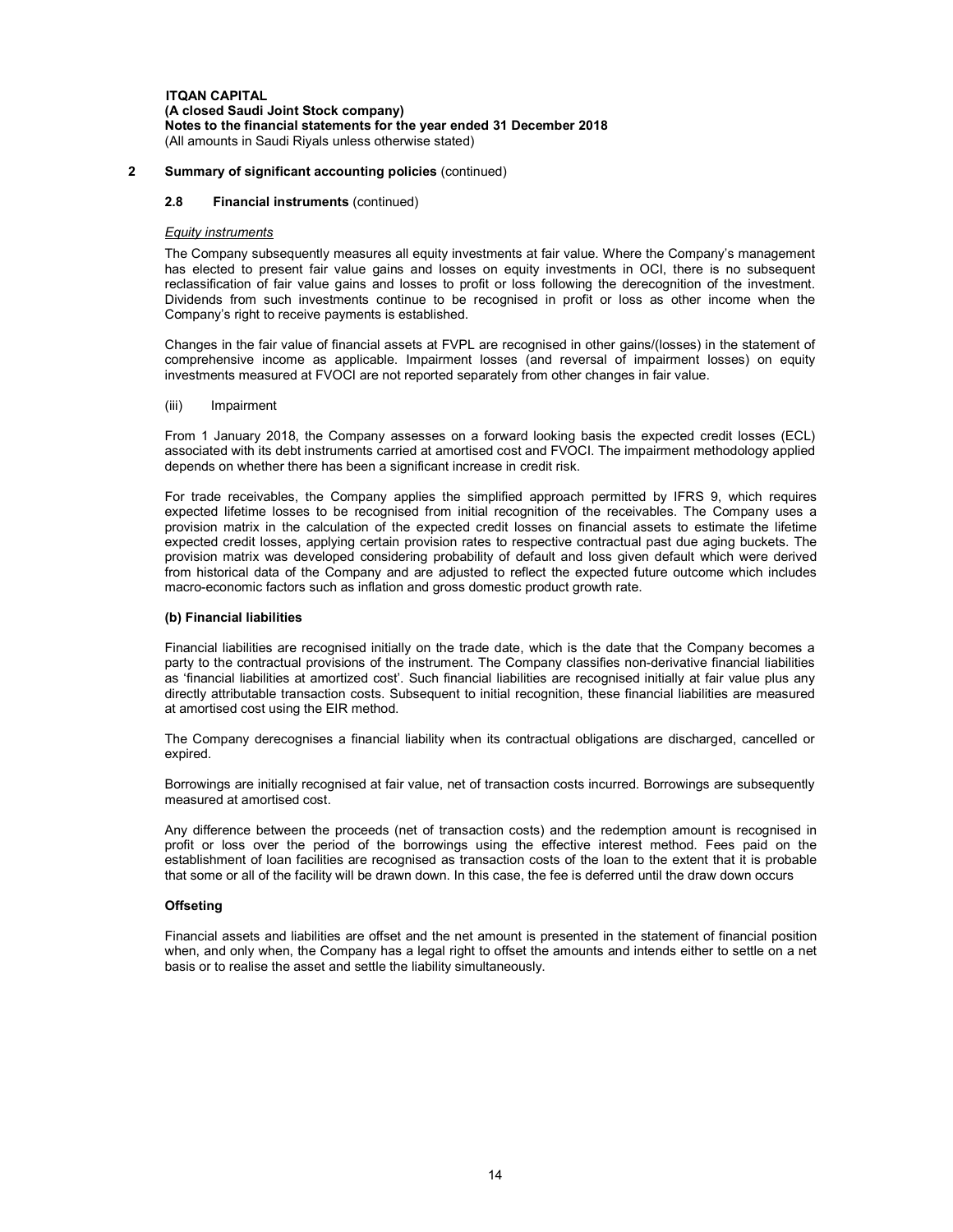## 2 Summary of significant accounting policies (continued)

### 2.8 Financial instruments (continued)

*Equity instruments*

The Company subsequently measures all equity investments at fair value. Where the Company's management has elected to present fair value gains and losses on equity investments in OCI, there is no subsequent reclassification of fair value gains and losses to profit or loss following the derecognition of the investment. Dividends from such investments continue to be recognised in profit or loss as other income when the Company's right to receive payments is established.

Changes in the fair value of financial assets at FVPL are recognised in other gains/(losses) in the statement of comprehensive income as applicable. Impairment losses (and reversal of impairment losses) on equity investments measured at FVOCI are not reported separately from other changes in fair value.

(iii) Impairment

From 1 January 2018, the Company assesses on a forward looking basis the expected credit losses (ECL) associated with its debt instruments carried at amortised cost and FVOCI. The impairment methodology applied depends on whether there has been a significant increase in credit risk.

For trade receivables, the Company applies the simplified approach permitted by IFRS 9, which requires expected lifetime losses to be recognised from initial recognition of the receivables. The Company uses a provision matrix in the calculation of the expected credit losses on financial assets to estimate the lifetime expected credit losses, applying certain provision rates to respective contractual past due aging buckets. The provision matrix was developed considering probability of default and loss given default which were derived from historical data of the Company and are adjusted to reflect the expected future outcome which includes macro-economic factors such as inflation and gross domestic product growth rate.

**(b) Financial liabilities**

Financial liabilities are recognised initially on the trade date, which is the date that the Company becomes a party to the contractual provisions of the instrument. The Company classifies non-derivative financial liabilities as 'financial liabilities at amortized cost'. Such financial liabilities are recognised initially at fair value plus any directly attributable transaction costs. Subsequent to initial recognition, these financial liabilities are measured at amortised cost using the EIR method.

The Company derecognises a financial liability when its contractual obligations are discharged, cancelled or expired.

Borrowings are initially recognised at fair value, net of transaction costs incurred. Borrowings are subsequently measured at amortised cost.

Any difference between the proceeds (net of transaction costs) and the redemption amount is recognised in profit or loss over the period of the borrowings using the effective interest method. Fees paid on the establishment of loan facilities are recognised as transaction costs of the loan to the extent that it is probable that some or all of the facility will be drawn down. In this case, the fee is deferred until the draw down occurs

**Offseting**

Financial assets and liabilities are offset and the net amount is presented in the statement of financial position when, and only when, the Company has a legal right to offset the amounts and intends either to settle on a net basis or to realise the asset and settle the liability simultaneously.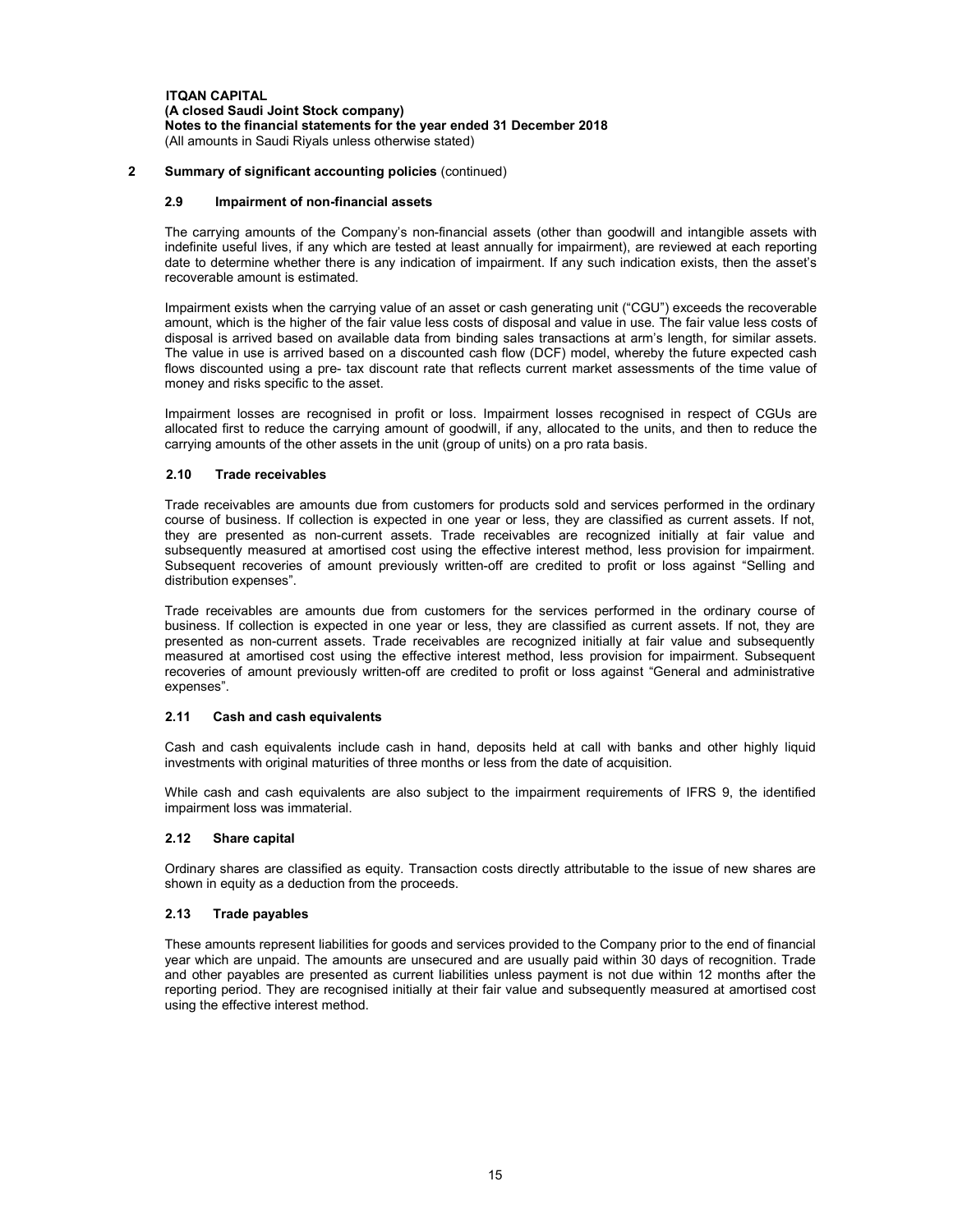**ITQAN CAPITAL**
**(A closed Saudi Joint Stock company)**
**Notes to the financial statements for the year ended 31 December 2018**
(All amounts in Saudi Riyals unless otherwise stated)

## 2 Summary of significant accounting policies (continued)

### 2.9 Impairment of non-financial assets

The carrying amounts of the Company's non-financial assets (other than goodwill and intangible assets with indefinite useful lives, if any which are tested at least annually for impairment), are reviewed at each reporting date to determine whether there is any indication of impairment. If any such indication exists, then the asset's recoverable amount is estimated.

Impairment exists when the carrying value of an asset or cash generating unit ("CGU") exceeds the recoverable amount, which is the higher of the fair value less costs of disposal and value in use. The fair value less costs of disposal is arrived based on available data from binding sales transactions at arm's length, for similar assets. The value in use is arrived based on a discounted cash flow (DCF) model, whereby the future expected cash flows discounted using a pre- tax discount rate that reflects current market assessments of the time value of money and risks specific to the asset.

Impairment losses are recognised in profit or loss. Impairment losses recognised in respect of CGUs are allocated first to reduce the carrying amount of goodwill, if any, allocated to the units, and then to reduce the carrying amounts of the other assets in the unit (group of units) on a pro rata basis.

### 2.10 Trade receivables

Trade receivables are amounts due from customers for products sold and services performed in the ordinary course of business. If collection is expected in one year or less, they are classified as current assets. If not, they are presented as non-current assets. Trade receivables are recognized initially at fair value and subsequently measured at amortised cost using the effective interest method, less provision for impairment. Subsequent recoveries of amount previously written-off are credited to profit or loss against "Selling and distribution expenses".

Trade receivables are amounts due from customers for the services performed in the ordinary course of business. If collection is expected in one year or less, they are classified as current assets. If not, they are presented as non-current assets. Trade receivables are recognized initially at fair value and subsequently measured at amortised cost using the effective interest method, less provision for impairment. Subsequent recoveries of amount previously written-off are credited to profit or loss against "General and administrative expenses".

### 2.11 Cash and cash equivalents

Cash and cash equivalents include cash in hand, deposits held at call with banks and other highly liquid investments with original maturities of three months or less from the date of acquisition.

While cash and cash equivalents are also subject to the impairment requirements of IFRS 9, the identified impairment loss was immaterial.

### 2.12 Share capital

Ordinary shares are classified as equity. Transaction costs directly attributable to the issue of new shares are shown in equity as a deduction from the proceeds.

### 2.13 Trade payables

These amounts represent liabilities for goods and services provided to the Company prior to the end of financial year which are unpaid. The amounts are unsecured and are usually paid within 30 days of recognition. Trade and other payables are presented as current liabilities unless payment is not due within 12 months after the reporting period. They are recognised initially at their fair value and subsequently measured at amortised cost using the effective interest method.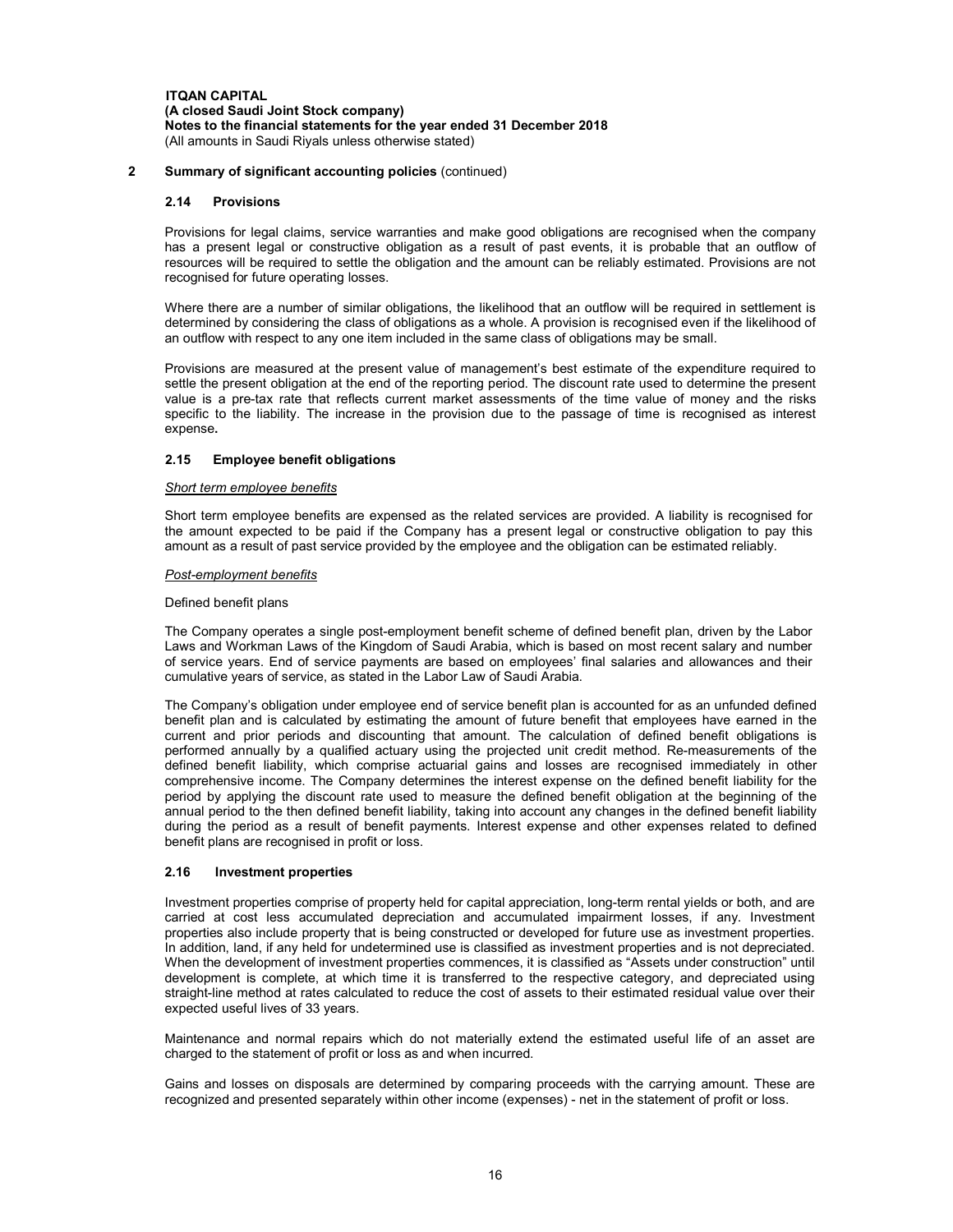## 2 Summary of significant accounting policies (continued)

### 2.14 Provisions

Provisions for legal claims, service warranties and make good obligations are recognised when the company has a present legal or constructive obligation as a result of past events, it is probable that an outflow of resources will be required to settle the obligation and the amount can be reliably estimated. Provisions are not recognised for future operating losses.

Where there are a number of similar obligations, the likelihood that an outflow will be required in settlement is determined by considering the class of obligations as a whole. A provision is recognised even if the likelihood of an outflow with respect to any one item included in the same class of obligations may be small.

Provisions are measured at the present value of management's best estimate of the expenditure required to settle the present obligation at the end of the reporting period. The discount rate used to determine the present value is a pre-tax rate that reflects current market assessments of the time value of money and the risks specific to the liability. The increase in the provision due to the passage of time is recognised as interest expense**.**

### 2.15 Employee benefit obligations

*Short term employee benefits*

Short term employee benefits are expensed as the related services are provided. A liability is recognised for the amount expected to be paid if the Company has a present legal or constructive obligation to pay this amount as a result of past service provided by the employee and the obligation can be estimated reliably.

*Post-employment benefits*

Defined benefit plans

The Company operates a single post-employment benefit scheme of defined benefit plan, driven by the Labor Laws and Workman Laws of the Kingdom of Saudi Arabia, which is based on most recent salary and number of service years. End of service payments are based on employees' final salaries and allowances and their cumulative years of service, as stated in the Labor Law of Saudi Arabia.

The Company's obligation under employee end of service benefit plan is accounted for as an unfunded defined benefit plan and is calculated by estimating the amount of future benefit that employees have earned in the current and prior periods and discounting that amount. The calculation of defined benefit obligations is performed annually by a qualified actuary using the projected unit credit method. Re-measurements of the defined benefit liability, which comprise actuarial gains and losses are recognised immediately in other comprehensive income. The Company determines the interest expense on the defined benefit liability for the period by applying the discount rate used to measure the defined benefit obligation at the beginning of the annual period to the then defined benefit liability, taking into account any changes in the defined benefit liability during the period as a result of benefit payments. Interest expense and other expenses related to defined benefit plans are recognised in profit or loss.

### 2.16 Investment properties

Investment properties comprise of property held for capital appreciation, long-term rental yields or both, and are carried at cost less accumulated depreciation and accumulated impairment losses, if any. Investment properties also include property that is being constructed or developed for future use as investment properties. In addition, land, if any held for undetermined use is classified as investment properties and is not depreciated. When the development of investment properties commences, it is classified as "Assets under construction" until development is complete, at which time it is transferred to the respective category, and depreciated using straight-line method at rates calculated to reduce the cost of assets to their estimated residual value over their expected useful lives of 33 years.

Maintenance and normal repairs which do not materially extend the estimated useful life of an asset are charged to the statement of profit or loss as and when incurred.

Gains and losses on disposals are determined by comparing proceeds with the carrying amount. These are recognized and presented separately within other income (expenses) - net in the statement of profit or loss.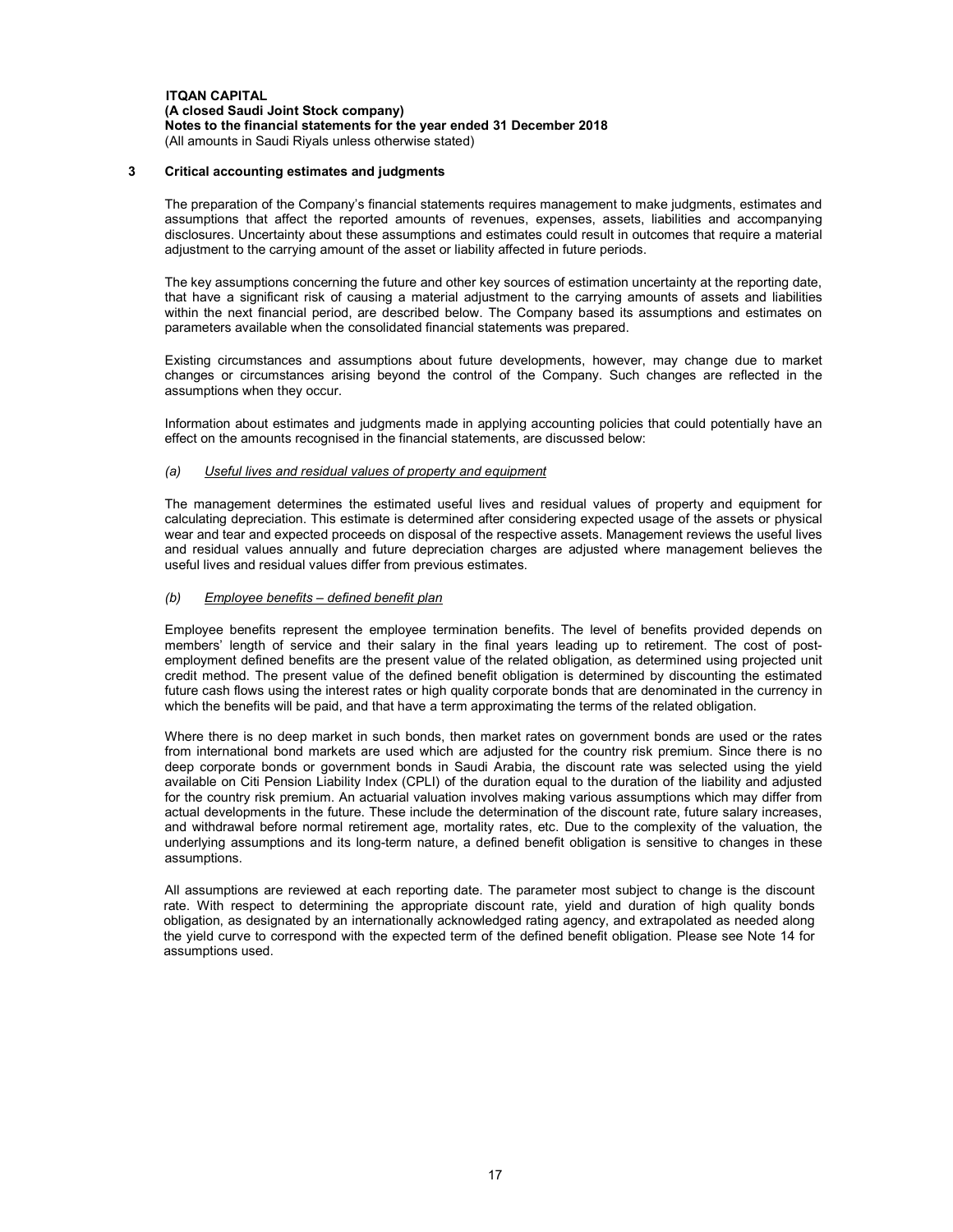# 3 Critical accounting estimates and judgments

The preparation of the Company's financial statements requires management to make judgments, estimates and assumptions that affect the reported amounts of revenues, expenses, assets, liabilities and accompanying disclosures. Uncertainty about these assumptions and estimates could result in outcomes that require a material adjustment to the carrying amount of the asset or liability affected in future periods.

The key assumptions concerning the future and other key sources of estimation uncertainty at the reporting date, that have a significant risk of causing a material adjustment to the carrying amounts of assets and liabilities within the next financial period, are described below. The Company based its assumptions and estimates on parameters available when the consolidated financial statements was prepared.

Existing circumstances and assumptions about future developments, however, may change due to market changes or circumstances arising beyond the control of the Company. Such changes are reflected in the assumptions when they occur.

Information about estimates and judgments made in applying accounting policies that could potentially have an effect on the amounts recognised in the financial statements, are discussed below:

## *(a) Useful lives and residual values of property and equipment*

The management determines the estimated useful lives and residual values of property and equipment for calculating depreciation. This estimate is determined after considering expected usage of the assets or physical wear and tear and expected proceeds on disposal of the respective assets. Management reviews the useful lives and residual values annually and future depreciation charges are adjusted where management believes the useful lives and residual values differ from previous estimates.

## *(b) Employee benefits – defined benefit plan*

Employee benefits represent the employee termination benefits. The level of benefits provided depends on members' length of service and their salary in the final years leading up to retirement. The cost of post-employment defined benefits are the present value of the related obligation, as determined using projected unit credit method. The present value of the defined benefit obligation is determined by discounting the estimated future cash flows using the interest rates or high quality corporate bonds that are denominated in the currency in which the benefits will be paid, and that have a term approximating the terms of the related obligation.

Where there is no deep market in such bonds, then market rates on government bonds are used or the rates from international bond markets are used which are adjusted for the country risk premium. Since there is no deep corporate bonds or government bonds in Saudi Arabia, the discount rate was selected using the yield available on Citi Pension Liability Index (CPLI) of the duration equal to the duration of the liability and adjusted for the country risk premium. An actuarial valuation involves making various assumptions which may differ from actual developments in the future. These include the determination of the discount rate, future salary increases, and withdrawal before normal retirement age, mortality rates, etc. Due to the complexity of the valuation, the underlying assumptions and its long-term nature, a defined benefit obligation is sensitive to changes in these assumptions.

All assumptions are reviewed at each reporting date. The parameter most subject to change is the discount rate. With respect to determining the appropriate discount rate, yield and duration of high quality bonds obligation, as designated by an internationally acknowledged rating agency, and extrapolated as needed along the yield curve to correspond with the expected term of the defined benefit obligation. Please see Note 14 for assumptions used.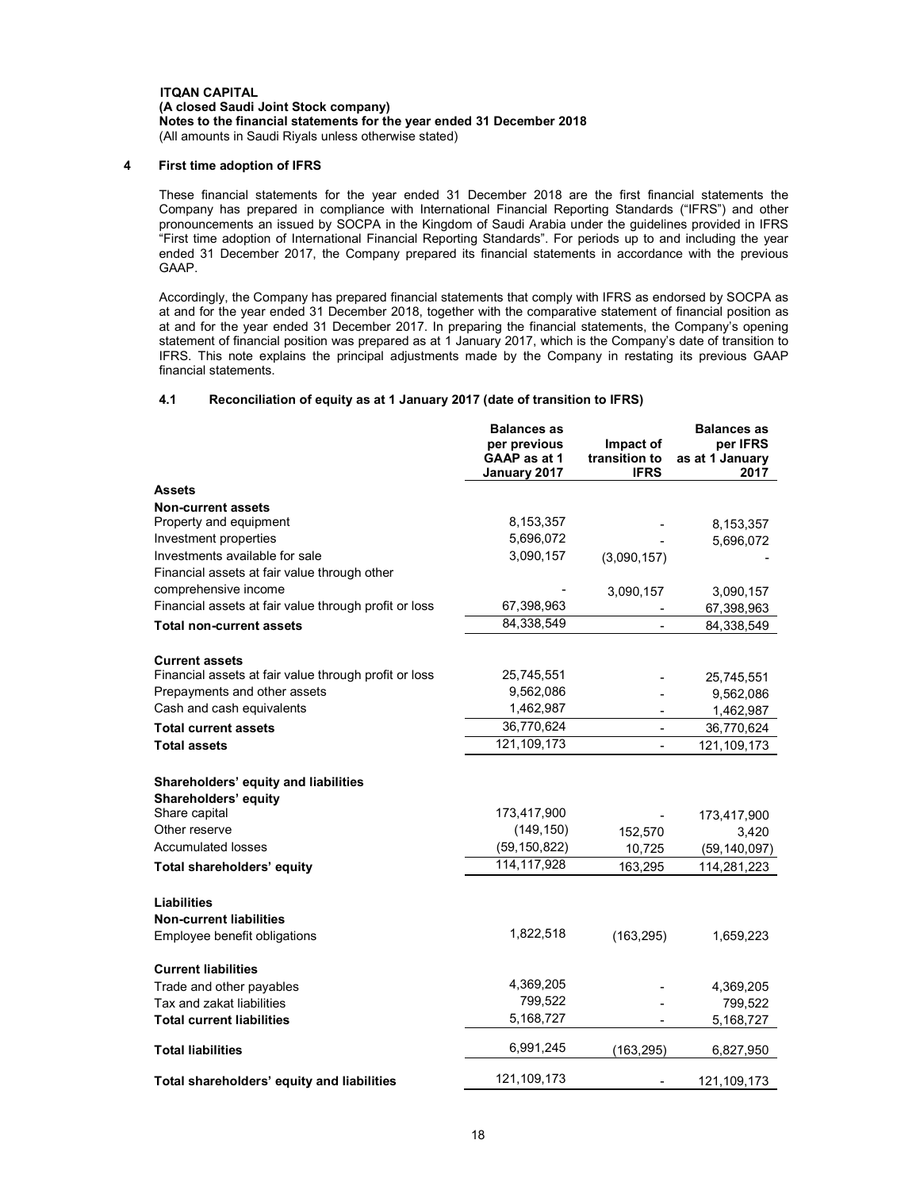**ITQAN CAPITAL**
**(A closed Saudi Joint Stock company)**
**Notes to the financial statements for the year ended 31 December 2018**
(All amounts in Saudi Riyals unless otherwise stated)

## 4 First time adoption of IFRS

These financial statements for the year ended 31 December 2018 are the first financial statements the Company has prepared in compliance with International Financial Reporting Standards ("IFRS") and other pronouncements an issued by SOCPA in the Kingdom of Saudi Arabia under the guidelines provided in IFRS "First time adoption of International Financial Reporting Standards". For periods up to and including the year ended 31 December 2017, the Company prepared its financial statements in accordance with the previous GAAP.

Accordingly, the Company has prepared financial statements that comply with IFRS as endorsed by SOCPA as at and for the year ended 31 December 2018, together with the comparative statement of financial position as at and for the year ended 31 December 2017. In preparing the financial statements, the Company's opening statement of financial position was prepared as at 1 January 2017, which is the Company's date of transition to IFRS. This note explains the principal adjustments made by the Company in restating its previous GAAP financial statements.

### 4.1 Reconciliation of equity as at 1 January 2017 (date of transition to IFRS)

| | Balances as per previous GAAP as at 1 January 2017 | Impact of transition to IFRS | Balances as per IFRS as at 1 January 2017 |
|---|---|---|---|
| **Assets** | | | |
| **Non-current assets** | | | |
| Property and equipment | 8,153,357 | - | 8,153,357 |
| Investment properties | 5,696,072 | - | 5,696,072 |
| Investments available for sale | 3,090,157 | (3,090,157) | - |
| Financial assets at fair value through other comprehensive income | - | 3,090,157 | 3,090,157 |
| Financial assets at fair value through profit or loss | 67,398,963 | - | 67,398,963 |
| **Total non-current assets** | 84,338,549 | - | 84,338,549 |
| **Current assets** | | | |
| Financial assets at fair value through profit or loss | 25,745,551 | - | 25,745,551 |
| Prepayments and other assets | 9,562,086 | - | 9,562,086 |
| Cash and cash equivalents | 1,462,987 | - | 1,462,987 |
| **Total current assets** | 36,770,624 | - | 36,770,624 |
| **Total assets** | 121,109,173 | - | 121,109,173 |
| **Shareholders' equity and liabilities** | | | |
| **Shareholders' equity** | | | |
| Share capital | 173,417,900 | - | 173,417,900 |
| Other reserve | (149,150) | 152,570 | 3,420 |
| Accumulated losses | (59,150,822) | 10,725 | (59,140,097) |
| **Total shareholders' equity** | 114,117,928 | 163,295 | 114,281,223 |
| **Liabilities** | | | |
| **Non-current liabilities** | | | |
| Employee benefit obligations | 1,822,518 | (163,295) | 1,659,223 |
| **Current liabilities** | | | |
| Trade and other payables | 4,369,205 | - | 4,369,205 |
| Tax and zakat liabilities | 799,522 | - | 799,522 |
| **Total current liabilities** | 5,168,727 | - | 5,168,727 |
| **Total liabilities** | 6,991,245 | (163,295) | 6,827,950 |
| **Total shareholders' equity and liabilities** | 121,109,173 | - | 121,109,173 |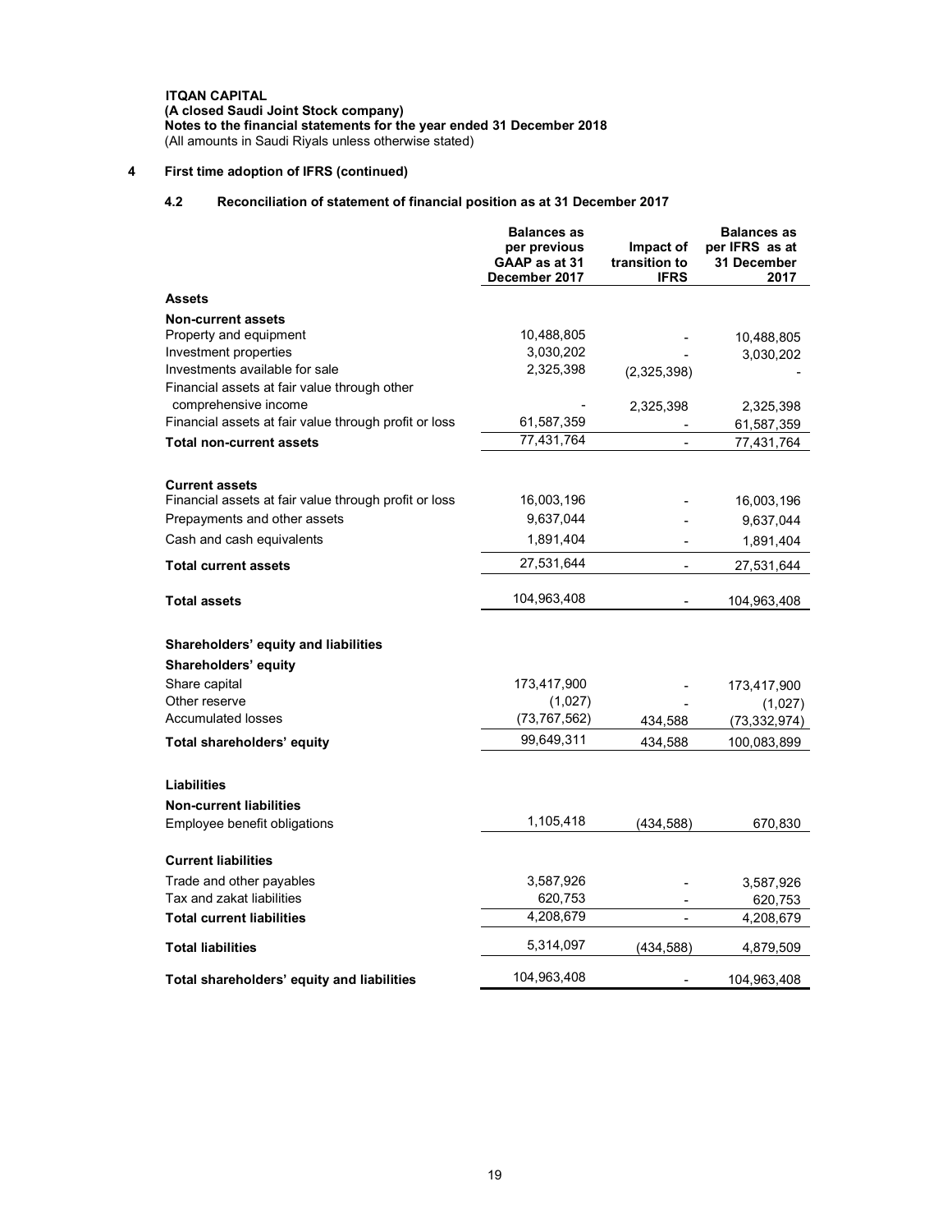**ITQAN CAPITAL**
**(A closed Saudi Joint Stock company)**
**Notes to the financial statements for the year ended 31 December 2018**
(All amounts in Saudi Riyals unless otherwise stated)

## 4 First time adoption of IFRS (continued)

### 4.2 Reconciliation of statement of financial position as at 31 December 2017

| | Balances as per previous GAAP as at 31 December 2017 | Impact of transition to IFRS | Balances as per IFRS as at 31 December 2017 |
|---|---|---|---|
| **Assets** | | | |
| **Non-current assets** | | | |
| Property and equipment | 10,488,805 | - | 10,488,805 |
| Investment properties | 3,030,202 | - | 3,030,202 |
| Investments available for sale | 2,325,398 | (2,325,398) | - |
| Financial assets at fair value through other comprehensive income | - | 2,325,398 | 2,325,398 |
| Financial assets at fair value through profit or loss | 61,587,359 | - | 61,587,359 |
| **Total non-current assets** | 77,431,764 | - | 77,431,764 |
| | | | |
| **Current assets** | | | |
| Financial assets at fair value through profit or loss | 16,003,196 | - | 16,003,196 |
| Prepayments and other assets | 9,637,044 | - | 9,637,044 |
| Cash and cash equivalents | 1,891,404 | - | 1,891,404 |
| **Total current assets** | 27,531,644 | - | 27,531,644 |
| | | | |
| **Total assets** | 104,963,408 | - | 104,963,408 |
| | | | |
| **Shareholders' equity and liabilities** | | | |
| **Shareholders' equity** | | | |
| Share capital | 173,417,900 | - | 173,417,900 |
| Other reserve | (1,027) | - | (1,027) |
| Accumulated losses | (73,767,562) | 434,588 | (73,332,974) |
| **Total shareholders' equity** | 99,649,311 | 434,588 | 100,083,899 |
| | | | |
| **Liabilities** | | | |
| **Non-current liabilities** | | | |
| Employee benefit obligations | 1,105,418 | (434,588) | 670,830 |
| | | | |
| **Current liabilities** | | | |
| Trade and other payables | 3,587,926 | - | 3,587,926 |
| Tax and zakat liabilities | 620,753 | - | 620,753 |
| **Total current liabilities** | 4,208,679 | - | 4,208,679 |
| | | | |
| **Total liabilities** | 5,314,097 | (434,588) | 4,879,509 |
| | | | |
| **Total shareholders' equity and liabilities** | 104,963,408 | - | 104,963,408 |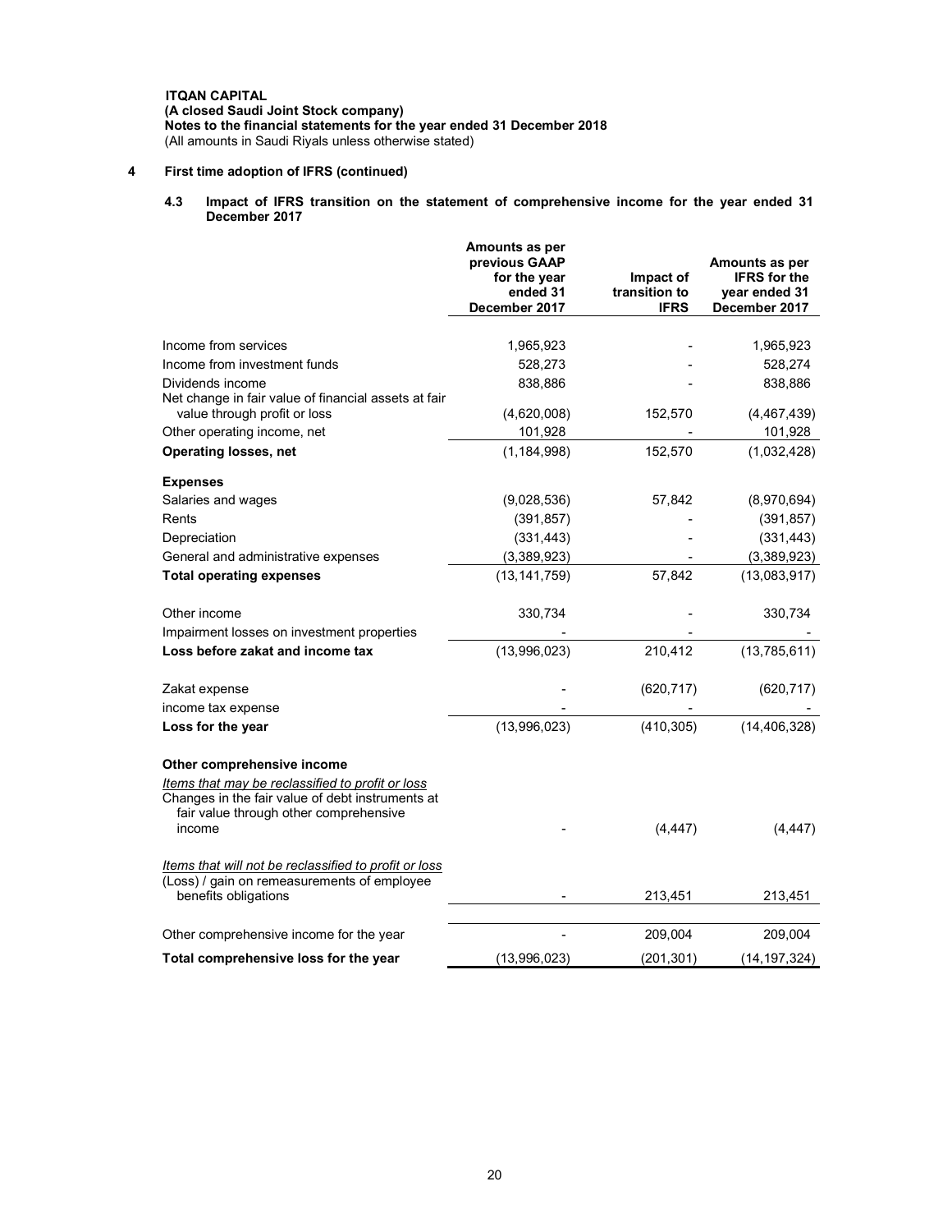**ITQAN CAPITAL**
**(A closed Saudi Joint Stock company)**
**Notes to the financial statements for the year ended 31 December 2018**
(All amounts in Saudi Riyals unless otherwise stated)

## 4 First time adoption of IFRS (continued)

### 4.3 Impact of IFRS transition on the statement of comprehensive income for the year ended 31 December 2017

| | Amounts as per previous GAAP for the year ended 31 December 2017 | Impact of transition to IFRS | Amounts as per IFRS for the year ended 31 December 2017 |
|---|---|---|---|
| Income from services | 1,965,923 | - | 1,965,923 |
| Income from investment funds | 528,273 | - | 528,274 |
| Dividends income | 838,886 | - | 838,886 |
| Net change in fair value of financial assets at fair value through profit or loss | (4,620,008) | 152,570 | (4,467,439) |
| Other operating income, net | 101,928 | - | 101,928 |
| **Operating losses, net** | (1,184,998) | 152,570 | (1,032,428) |
| **Expenses** | | | |
| Salaries and wages | (9,028,536) | 57,842 | (8,970,694) |
| Rents | (391,857) | - | (391,857) |
| Depreciation | (331,443) | - | (331,443) |
| General and administrative expenses | (3,389,923) | - | (3,389,923) |
| **Total operating expenses** | (13,141,759) | 57,842 | (13,083,917) |
| Other income | 330,734 | - | 330,734 |
| Impairment losses on investment properties | - | - | - |
| **Loss before zakat and income tax** | (13,996,023) | 210,412 | (13,785,611) |
| Zakat expense | - | (620,717) | (620,717) |
| income tax expense | - | - | - |
| **Loss for the year** | (13,996,023) | (410,305) | (14,406,328) |
| **Other comprehensive income** | | | |
| *Items that may be reclassified to profit or loss* | | | |
| Changes in the fair value of debt instruments at fair value through other comprehensive income | - | (4,447) | (4,447) |
| *Items that will not be reclassified to profit or loss* | | | |
| (Loss) / gain on remeasurements of employee benefits obligations | - | 213,451 | 213,451 |
| Other comprehensive income for the year | - | 209,004 | 209,004 |
| **Total comprehensive loss for the year** | (13,996,023) | (201,301) | (14,197,324) |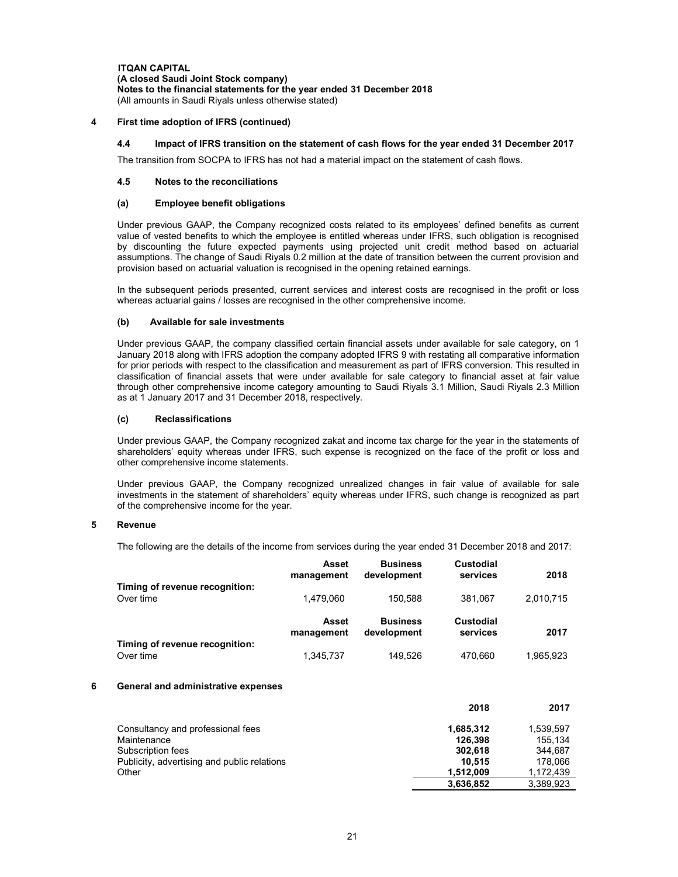ITQAN CAPITAL
(A closed Saudi Joint Stock company)
Notes to the financial statements for the year ended 31 December 2018
(All amounts in Saudi Riyals unless otherwise stated)

## 4 First time adoption of IFRS (continued)

### 4.4 Impact of IFRS transition on the statement of cash flows for the year ended 31 December 2017

The transition from SOCPA to IFRS has not had a material impact on the statement of cash flows.

### 4.5 Notes to the reconciliations

#### (a) Employee benefit obligations

Under previous GAAP, the Company recognized costs related to its employees' defined benefits as current value of vested benefits to which the employee is entitled whereas under IFRS, such obligation is recognised by discounting the future expected payments using projected unit credit method based on actuarial assumptions. The change of Saudi Riyals 0.2 million at the date of transition between the current provision and provision based on actuarial valuation is recognised in the opening retained earnings.

In the subsequent periods presented, current services and interest costs are recognised in the profit or loss whereas actuarial gains / losses are recognised in the other comprehensive income.

#### (b) Available for sale investments

Under previous GAAP, the company classified certain financial assets under available for sale category, on 1 January 2018 along with IFRS adoption the company adopted IFRS 9 with restating all comparative information for prior periods with respect to the classification and measurement as part of IFRS conversion. This resulted in classification of financial assets that were under available for sale category to financial asset at fair value through other comprehensive income category amounting to Saudi Riyals 3.1 Million, Saudi Riyals 2.3 Million as at 1 January 2017 and 31 December 2018, respectively.

#### (c) Reclassifications

Under previous GAAP, the Company recognized zakat and income tax charge for the year in the statements of shareholders' equity whereas under IFRS, such expense is recognized on the face of the profit or loss and other comprehensive income statements.

Under previous GAAP, the Company recognized unrealized changes in fair value of available for sale investments in the statement of shareholders' equity whereas under IFRS, such change is recognized as part of the comprehensive income for the year.

## 5 Revenue

The following are the details of the income from services during the year ended 31 December 2018 and 2017:

| | Asset management | Business development | Custodial services | 2018 |
|---|---|---|---|---|
| **Timing of revenue recognition:** | | | | |
| Over time | 1,479,060 | 150,588 | 381,067 | 2,010,715 |

| | Asset management | Business development | Custodial services | 2017 |
|---|---|---|---|---|
| **Timing of revenue recognition:** | | | | |
| Over time | 1,345,737 | 149,526 | 470,660 | 1,965,923 |

## 6 General and administrative expenses

| | 2018 | 2017 |
|---|---|---|
| Consultancy and professional fees | **1,685,312** | 1,539,597 |
| Maintenance | **126,398** | 155,134 |
| Subscription fees | **302,618** | 344,687 |
| Publicity, advertising and public relations | **10,515** | 178,066 |
| Other | **1,512,009** | 1,172,439 |
| | **3,636,852** | 3,389,923 |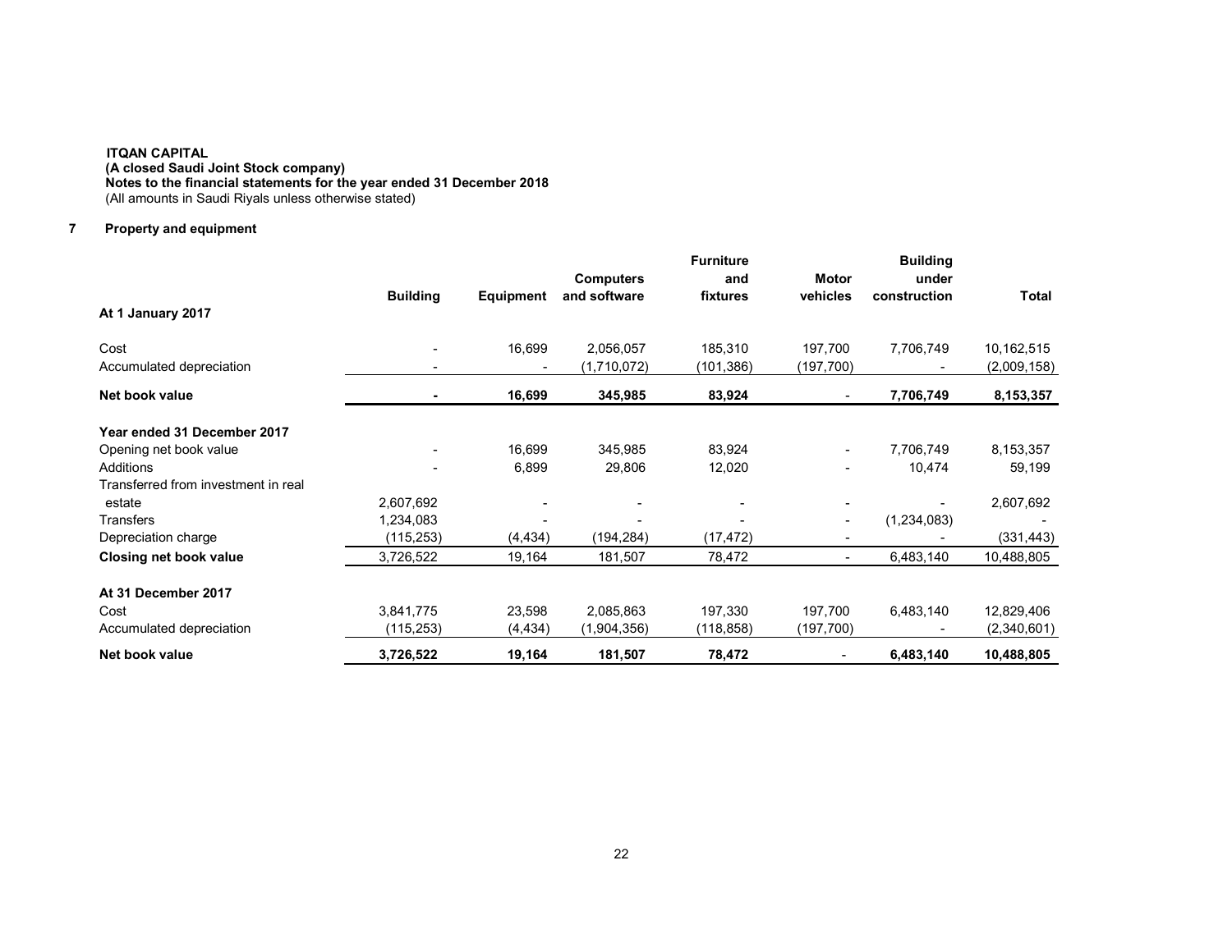**ITQAN CAPITAL**
**(A closed Saudi Joint Stock company)**
**Notes to the financial statements for the year ended 31 December 2018**
(All amounts in Saudi Riyals unless otherwise stated)

## 7 Property and equipment

| | Building | Equipment | Computers and software | Furniture and fixtures | Motor vehicles | Building under construction | Total |
|---|---|---|---|---|---|---|---|
| **At 1 January 2017** | | | | | | | |
| Cost | - | 16,699 | 2,056,057 | 185,310 | 197,700 | 7,706,749 | 10,162,515 |
| Accumulated depreciation | - | - | (1,710,072) | (101,386) | (197,700) | - | (2,009,158) |
| **Net book value** | **-** | **16,699** | **345,985** | **83,924** | **-** | **7,706,749** | **8,153,357** |
| **Year ended 31 December 2017** | | | | | | | |
| Opening net book value | - | 16,699 | 345,985 | 83,924 | - | 7,706,749 | 8,153,357 |
| Additions | - | 6,899 | 29,806 | 12,020 | - | 10,474 | 59,199 |
| Transferred from investment in real estate | 2,607,692 | - | - | - | - | - | 2,607,692 |
| Transfers | 1,234,083 | - | - | - | - | (1,234,083) | - |
| Depreciation charge | (115,253) | (4,434) | (194,284) | (17,472) | - | - | (331,443) |
| **Closing net book value** | 3,726,522 | 19,164 | 181,507 | 78,472 | - | 6,483,140 | 10,488,805 |
| **At 31 December 2017** | | | | | | | |
| Cost | 3,841,775 | 23,598 | 2,085,863 | 197,330 | 197,700 | 6,483,140 | 12,829,406 |
| Accumulated depreciation | (115,253) | (4,434) | (1,904,356) | (118,858) | (197,700) | - | (2,340,601) |
| **Net book value** | **3,726,522** | **19,164** | **181,507** | **78,472** | **-** | **6,483,140** | **10,488,805** |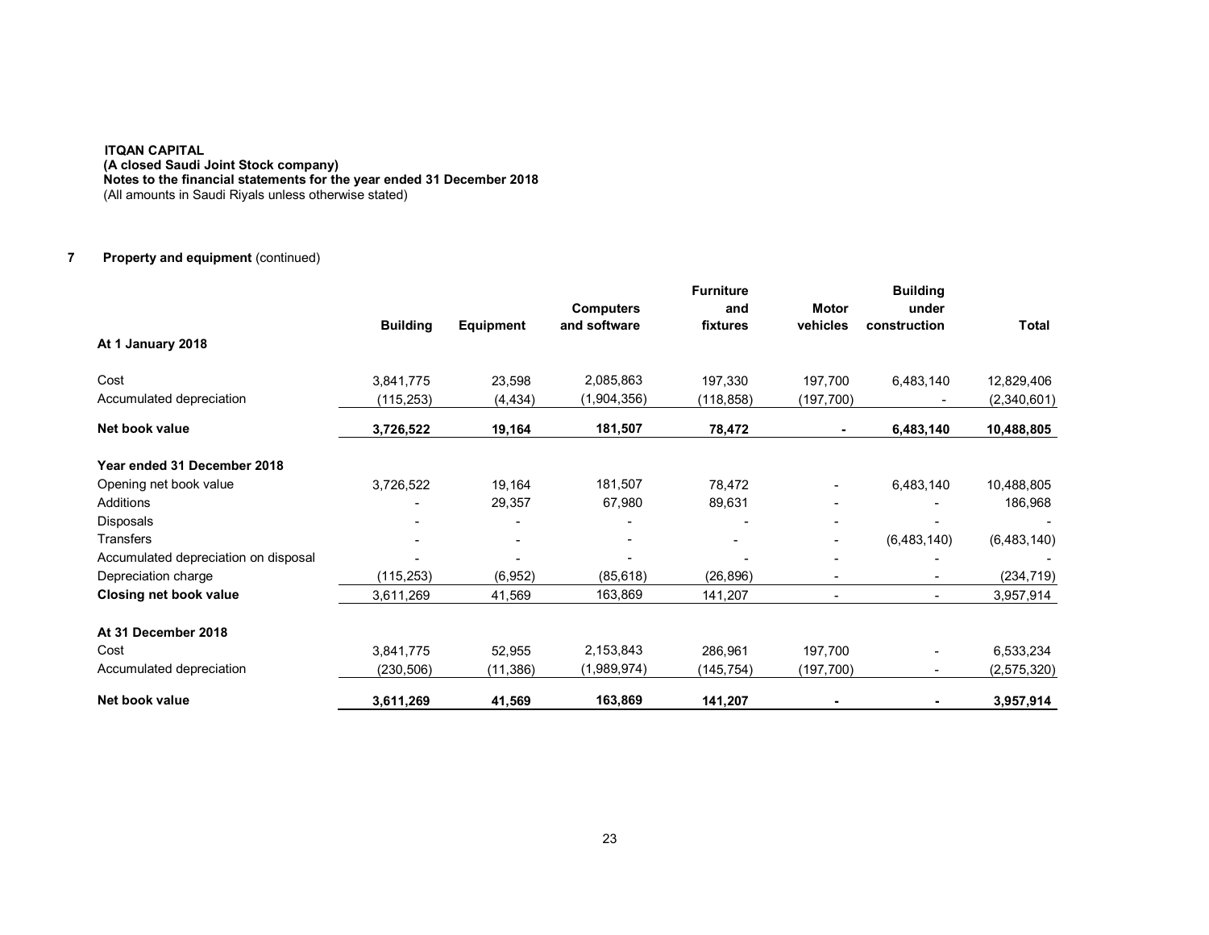**ITQAN CAPITAL**
**(A closed Saudi Joint Stock company)**
**Notes to the financial statements for the year ended 31 December 2018**
(All amounts in Saudi Riyals unless otherwise stated)

## 7 Property and equipment (continued)

| | Building | Equipment | Computers and software | Furniture and fixtures | Motor vehicles | Building under construction | Total |
|---|---|---|---|---|---|---|---|
| **At 1 January 2018** | | | | | | | |
| Cost | 3,841,775 | 23,598 | 2,085,863 | 197,330 | 197,700 | 6,483,140 | 12,829,406 |
| Accumulated depreciation | (115,253) | (4,434) | (1,904,356) | (118,858) | (197,700) | - | (2,340,601) |
| **Net book value** | **3,726,522** | **19,164** | **181,507** | **78,472** | **-** | **6,483,140** | **10,488,805** |
| **Year ended 31 December 2018** | | | | | | | |
| Opening net book value | 3,726,522 | 19,164 | 181,507 | 78,472 | - | 6,483,140 | 10,488,805 |
| Additions | - | 29,357 | 67,980 | 89,631 | - | - | 186,968 |
| Disposals | - | - | - | - | - | - | - |
| Transfers | - | - | - | - | - | (6,483,140) | (6,483,140) |
| Accumulated depreciation on disposal | - | - | - | - | - | - | - |
| Depreciation charge | (115,253) | (6,952) | (85,618) | (26,896) | - | - | (234,719) |
| **Closing net book value** | 3,611,269 | 41,569 | 163,869 | 141,207 | - | - | 3,957,914 |
| **At 31 December 2018** | | | | | | | |
| Cost | 3,841,775 | 52,955 | 2,153,843 | 286,961 | 197,700 | - | 6,533,234 |
| Accumulated depreciation | (230,506) | (11,386) | (1,989,974) | (145,754) | (197,700) | - | (2,575,320) |
| **Net book value** | **3,611,269** | **41,569** | **163,869** | **141,207** | **-** | **-** | **3,957,914** |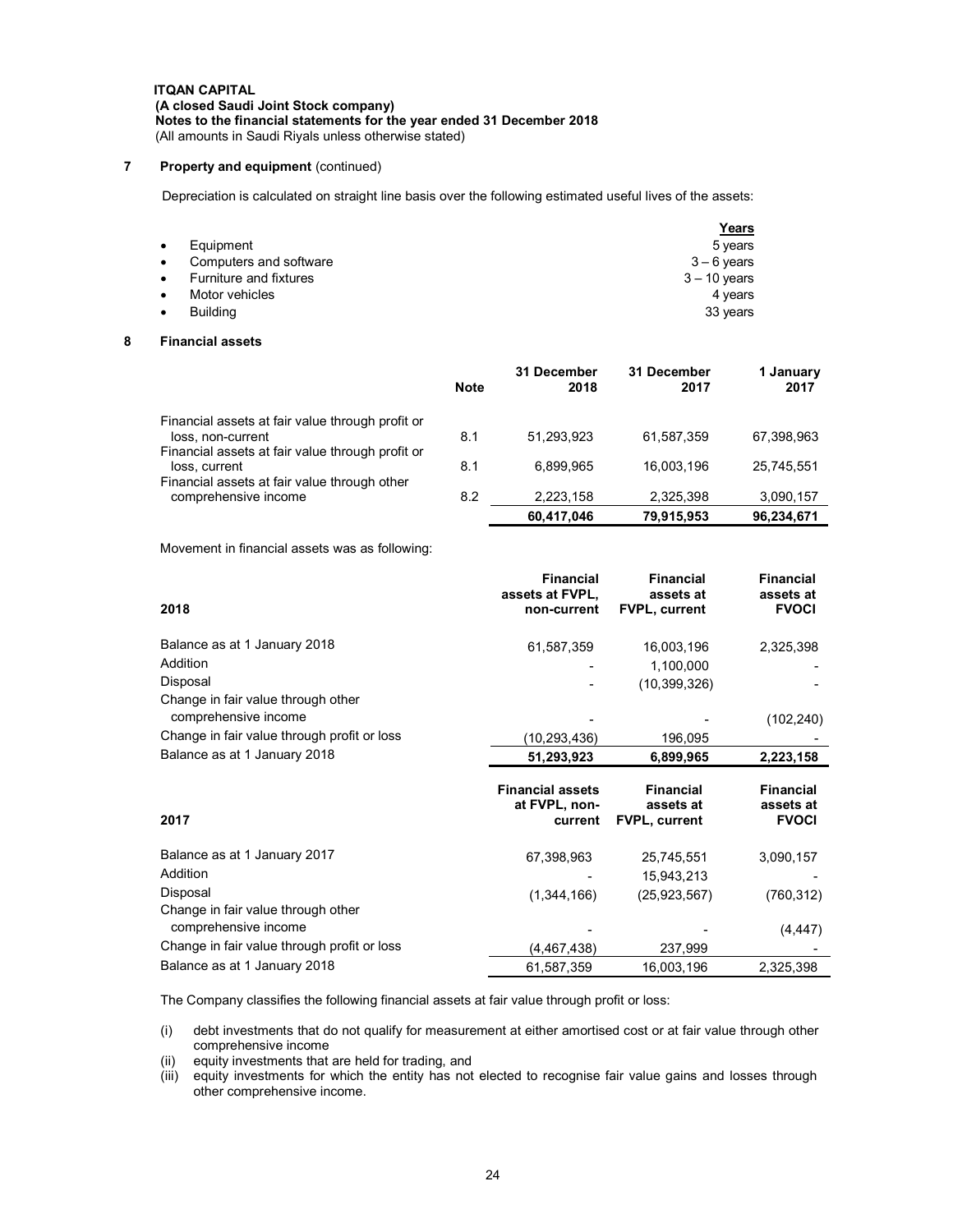**ITQAN CAPITAL**
**(A closed Saudi Joint Stock company)**
**Notes to the financial statements for the year ended 31 December 2018**
(All amounts in Saudi Riyals unless otherwise stated)

## 7 Property and equipment (continued)

Depreciation is calculated on straight line basis over the following estimated useful lives of the assets:

| | Years |
|---|---|
| • Equipment | 5 years |
| • Computers and software | 3 – 6 years |
| • Furniture and fixtures | 3 – 10 years |
| • Motor vehicles | 4 years |
| • Building | 33 years |

## 8 Financial assets

| | Note | 31 December 2018 | 31 December 2017 | 1 January 2017 |
|---|---|---|---|---|
| Financial assets at fair value through profit or loss, non-current | 8.1 | 51,293,923 | 61,587,359 | 67,398,963 |
| Financial assets at fair value through profit or loss, current | 8.1 | 6,899,965 | 16,003,196 | 25,745,551 |
| Financial assets at fair value through other comprehensive income | 8.2 | 2,223,158 | 2,325,398 | 3,090,157 |
| | | **60,417,046** | **79,915,953** | **96,234,671** |

Movement in financial assets was as following:

| **2018** | **Financial assets at FVPL, non-current** | **Financial assets at FVPL, current** | **Financial assets at FVOCI** |
|---|---|---|---|
| Balance as at 1 January 2018 | 61,587,359 | 16,003,196 | 2,325,398 |
| Addition | - | 1,100,000 | - |
| Disposal | - | (10,399,326) | - |
| Change in fair value through other comprehensive income | - | - | (102,240) |
| Change in fair value through profit or loss | (10,293,436) | 196,095 | - |
| Balance as at 1 January 2018 | **51,293,923** | **6,899,965** | **2,223,158** |

| **2017** | **Financial assets at FVPL, non-current** | **Financial assets at FVPL, current** | **Financial assets at FVOCI** |
|---|---|---|---|
| Balance as at 1 January 2017 | 67,398,963 | 25,745,551 | 3,090,157 |
| Addition | - | 15,943,213 | - |
| Disposal | (1,344,166) | (25,923,567) | (760,312) |
| Change in fair value through other comprehensive income | - | - | (4,447) |
| Change in fair value through profit or loss | (4,467,438) | 237,999 | - |
| Balance as at 1 January 2018 | 61,587,359 | 16,003,196 | 2,325,398 |

The Company classifies the following financial assets at fair value through profit or loss:

(i) debt investments that do not qualify for measurement at either amortised cost or at fair value through other comprehensive income
(ii) equity investments that are held for trading, and
(iii) equity investments for which the entity has not elected to recognise fair value gains and losses through other comprehensive income.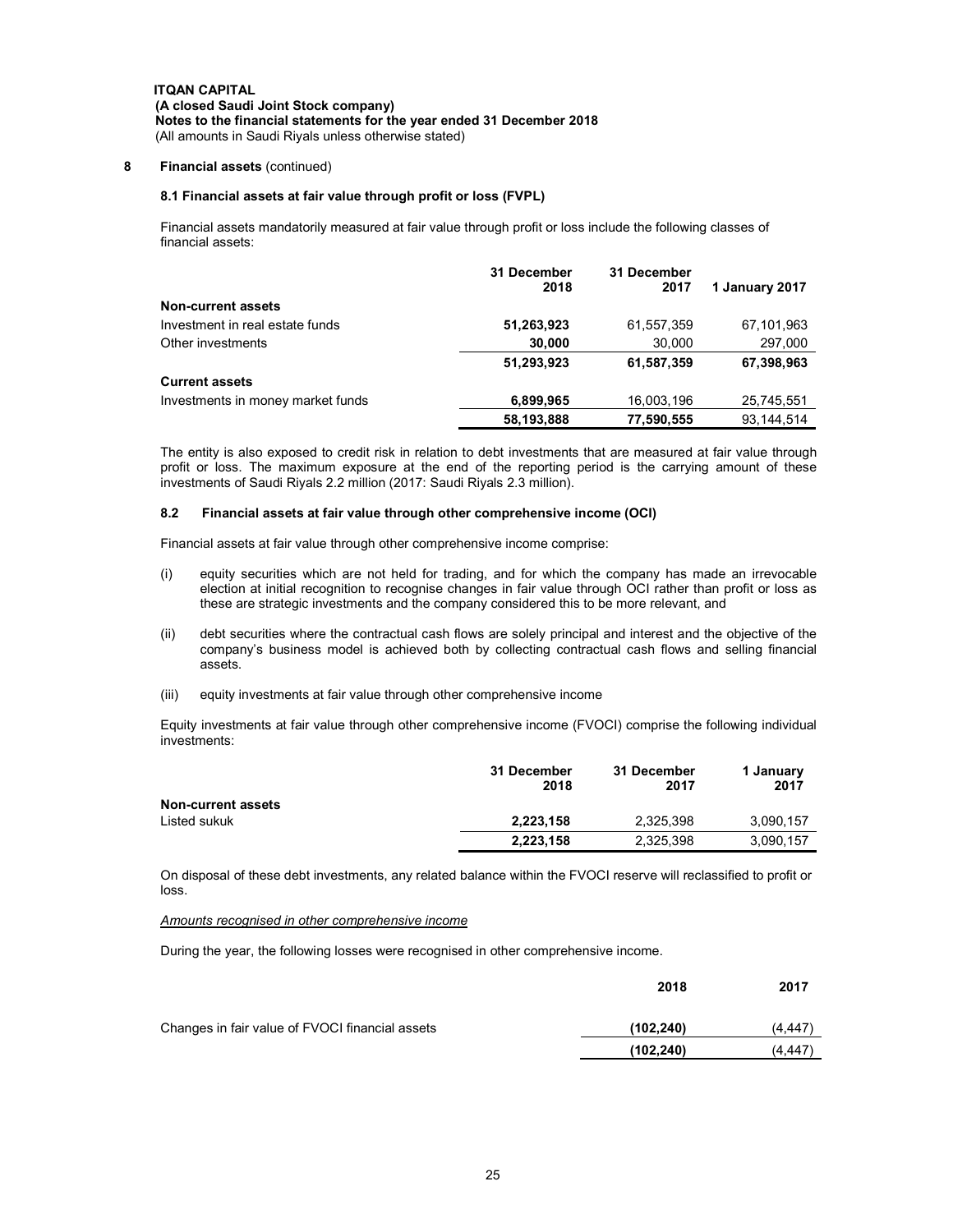**ITQAN CAPITAL**
**(A closed Saudi Joint Stock company)**
**Notes to the financial statements for the year ended 31 December 2018**
(All amounts in Saudi Riyals unless otherwise stated)

## 8 Financial assets (continued)

### 8.1 Financial assets at fair value through profit or loss (FVPL)

Financial assets mandatorily measured at fair value through profit or loss include the following classes of financial assets:

| | 31 December 2018 | 31 December 2017 | 1 January 2017 |
|---|---|---|---|
| **Non-current assets** | | | |
| Investment in real estate funds | **51,263,923** | 61,557,359 | 67,101,963 |
| Other investments | **30,000** | 30,000 | 297,000 |
| | **51,293,923** | **61,587,359** | **67,398,963** |
| **Current assets** | | | |
| Investments in money market funds | **6,899,965** | 16,003,196 | 25,745,551 |
| | **58,193,888** | **77,590,555** | 93,144,514 |

The entity is also exposed to credit risk in relation to debt investments that are measured at fair value through profit or loss. The maximum exposure at the end of the reporting period is the carrying amount of these investments of Saudi Riyals 2.2 million (2017: Saudi Riyals 2.3 million).

### 8.2 Financial assets at fair value through other comprehensive income (OCI)

Financial assets at fair value through other comprehensive income comprise:

(i) equity securities which are not held for trading, and for which the company has made an irrevocable election at initial recognition to recognise changes in fair value through OCI rather than profit or loss as these are strategic investments and the company considered this to be more relevant, and

(ii) debt securities where the contractual cash flows are solely principal and interest and the objective of the company's business model is achieved both by collecting contractual cash flows and selling financial assets.

(iii) equity investments at fair value through other comprehensive income

Equity investments at fair value through other comprehensive income (FVOCI) comprise the following individual investments:

| | 31 December 2018 | 31 December 2017 | 1 January 2017 |
|---|---|---|---|
| **Non-current assets** | | | |
| Listed sukuk | **2,223,158** | 2,325,398 | 3,090,157 |
| | **2,223,158** | 2,325,398 | 3,090,157 |

On disposal of these debt investments, any related balance within the FVOCI reserve will reclassified to profit or loss.

*Amounts recognised in other comprehensive income*

During the year, the following losses were recognised in other comprehensive income.

| | 2018 | 2017 |
|---|---|---|
| Changes in fair value of FVOCI financial assets | **(102,240)** | (4,447) |
| | **(102,240)** | (4,447) |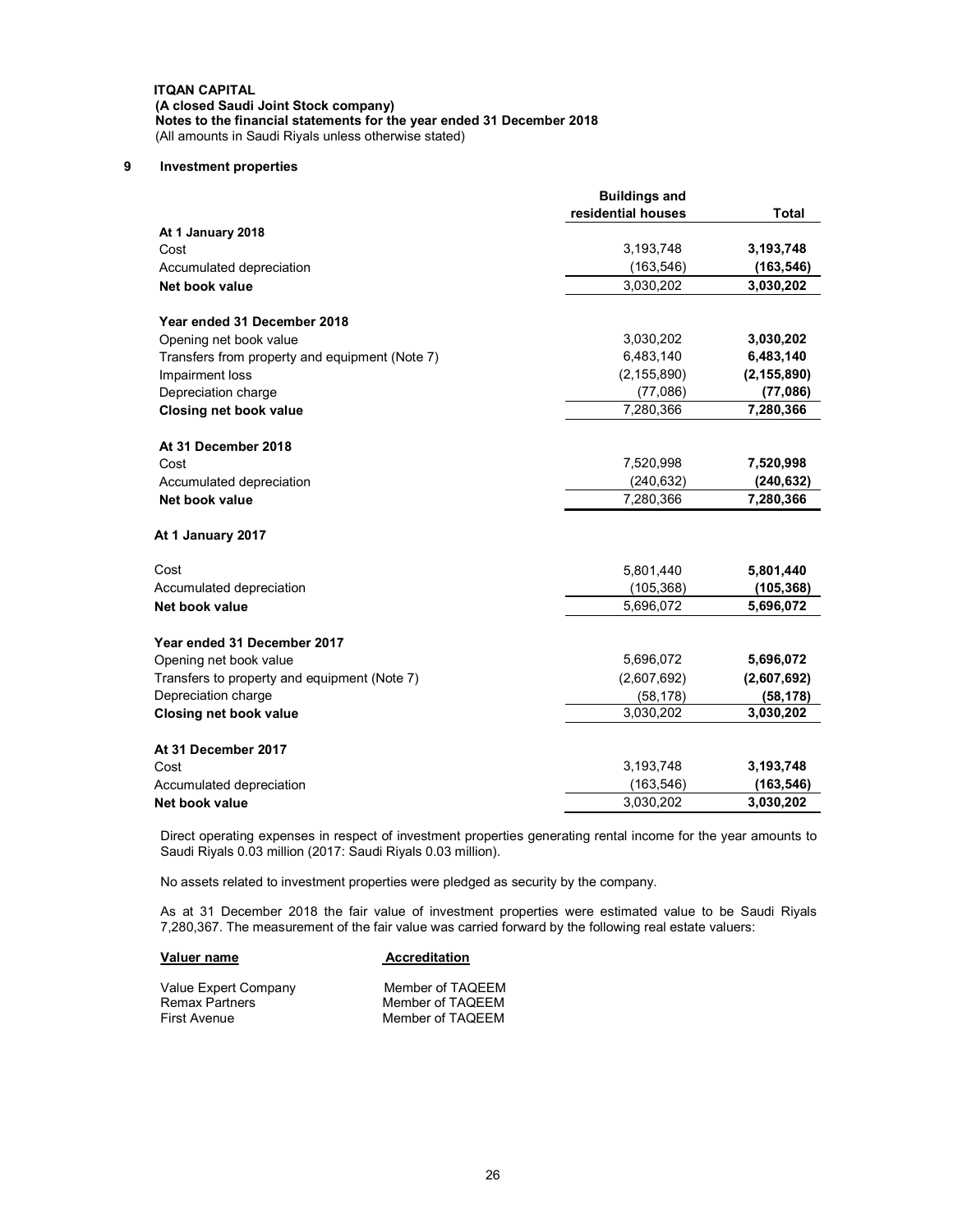**ITQAN CAPITAL**
**(A closed Saudi Joint Stock company)**
**Notes to the financial statements for the year ended 31 December 2018**
(All amounts in Saudi Riyals unless otherwise stated)

## 9 Investment properties

| | Buildings and residential houses | Total |
|---|---|---|
| **At 1 January 2018** | | |
| Cost | 3,193,748 | **3,193,748** |
| Accumulated depreciation | (163,546) | **(163,546)** |
| **Net book value** | 3,030,202 | **3,030,202** |
| | | |
| **Year ended 31 December 2018** | | |
| Opening net book value | 3,030,202 | **3,030,202** |
| Transfers from property and equipment (Note 7) | 6,483,140 | **6,483,140** |
| Impairment loss | (2,155,890) | **(2,155,890)** |
| Depreciation charge | (77,086) | **(77,086)** |
| **Closing net book value** | 7,280,366 | **7,280,366** |
| | | |
| **At 31 December 2018** | | |
| Cost | 7,520,998 | **7,520,998** |
| Accumulated depreciation | (240,632) | **(240,632)** |
| **Net book value** | 7,280,366 | **7,280,366** |
| | | |
| **At 1 January 2017** | | |
| Cost | 5,801,440 | **5,801,440** |
| Accumulated depreciation | (105,368) | **(105,368)** |
| **Net book value** | 5,696,072 | **5,696,072** |
| | | |
| **Year ended 31 December 2017** | | |
| Opening net book value | 5,696,072 | **5,696,072** |
| Transfers to property and equipment (Note 7) | (2,607,692) | **(2,607,692)** |
| Depreciation charge | (58,178) | **(58,178)** |
| **Closing net book value** | 3,030,202 | **3,030,202** |
| | | |
| **At 31 December 2017** | | |
| Cost | 3,193,748 | **3,193,748** |
| Accumulated depreciation | (163,546) | **(163,546)** |
| **Net book value** | 3,030,202 | **3,030,202** |

Direct operating expenses in respect of investment properties generating rental income for the year amounts to Saudi Riyals 0.03 million (2017: Saudi Riyals 0.03 million).

No assets related to investment properties were pledged as security by the company.

As at 31 December 2018 the fair value of investment properties were estimated value to be Saudi Riyals 7,280,367. The measurement of the fair value was carried forward by the following real estate valuers:

| Valuer name | Accreditation |
|---|---|
| Value Expert Company | Member of TAQEEM |
| Remax Partners | Member of TAQEEM |
| First Avenue | Member of TAQEEM |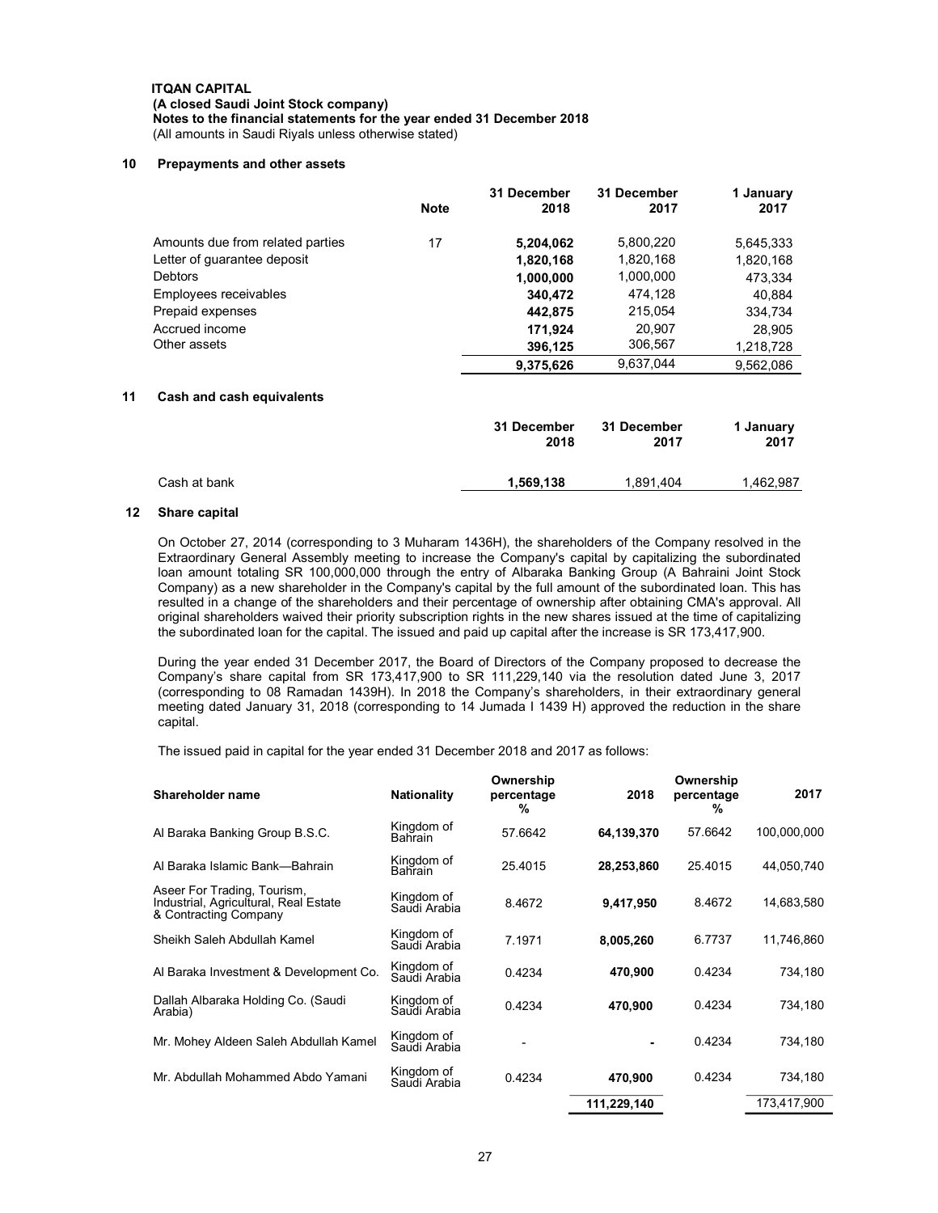**ITQAN CAPITAL**
**(A closed Saudi Joint Stock company)**
**Notes to the financial statements for the year ended 31 December 2018**
(All amounts in Saudi Riyals unless otherwise stated)

## 10 Prepayments and other assets

| | Note | 31 December 2018 | 31 December 2017 | 1 January 2017 |
|---|---|---|---|---|
| Amounts due from related parties | 17 | **5,204,062** | 5,800,220 | 5,645,333 |
| Letter of guarantee deposit | | **1,820,168** | 1,820,168 | 1,820,168 |
| Debtors | | **1,000,000** | 1,000,000 | 473,334 |
| Employees receivables | | **340,472** | 474,128 | 40,884 |
| Prepaid expenses | | **442,875** | 215,054 | 334,734 |
| Accrued income | | **171,924** | 20,907 | 28,905 |
| Other assets | | **396,125** | 306,567 | 1,218,728 |
| | | **9,375,626** | 9,637,044 | 9,562,086 |

## 11 Cash and cash equivalents

| | 31 December 2018 | 31 December 2017 | 1 January 2017 |
|---|---|---|---|
| Cash at bank | **1,569,138** | 1,891,404 | 1,462,987 |

## 12 Share capital

On October 27, 2014 (corresponding to 3 Muharam 1436H), the shareholders of the Company resolved in the Extraordinary General Assembly meeting to increase the Company's capital by capitalizing the subordinated loan amount totaling SR 100,000,000 through the entry of Albaraka Banking Group (A Bahraini Joint Stock Company) as a new shareholder in the Company's capital by the full amount of the subordinated loan. This has resulted in a change of the shareholders and their percentage of ownership after obtaining CMA's approval. All original shareholders waived their priority subscription rights in the new shares issued at the time of capitalizing the subordinated loan for the capital. The issued and paid up capital after the increase is SR 173,417,900.

During the year ended 31 December 2017, the Board of Directors of the Company proposed to decrease the Company's share capital from SR 173,417,900 to SR 111,229,140 via the resolution dated June 3, 2017 (corresponding to 08 Ramadan 1439H). In 2018 the Company's shareholders, in their extraordinary general meeting dated January 31, 2018 (corresponding to 14 Jumada I 1439 H) approved the reduction in the share capital.

The issued paid in capital for the year ended 31 December 2018 and 2017 as follows:

| Shareholder name | Nationality | Ownership percentage % | 2018 | Ownership percentage % | 2017 |
|---|---|---|---|---|---|
| Al Baraka Banking Group B.S.C. | Kingdom of Bahrain | 57.6642 | **64,139,370** | 57.6642 | 100,000,000 |
| Al Baraka Islamic Bank—Bahrain | Kingdom of Bahrain | 25.4015 | **28,253,860** | 25.4015 | 44,050,740 |
| Aseer For Trading, Tourism, Industrial, Agricultural, Real Estate & Contracting Company | Kingdom of Saudi Arabia | 8.4672 | **9,417,950** | 8.4672 | 14,683,580 |
| Sheikh Saleh Abdullah Kamel | Kingdom of Saudi Arabia | 7.1971 | **8,005,260** | 6.7737 | 11,746,860 |
| Al Baraka Investment & Development Co. | Kingdom of Saudi Arabia | 0.4234 | **470,900** | 0.4234 | 734,180 |
| Dallah Albaraka Holding Co. (Saudi Arabia) | Kingdom of Saudi Arabia | 0.4234 | **470,900** | 0.4234 | 734,180 |
| Mr. Mohey Aldeen Saleh Abdullah Kamel | Kingdom of Saudi Arabia | - | **-** | 0.4234 | 734,180 |
| Mr. Abdullah Mohammed Abdo Yamani | Kingdom of Saudi Arabia | 0.4234 | **470,900** | 0.4234 | 734,180 |
| | | | **111,229,140** | | 173,417,900 |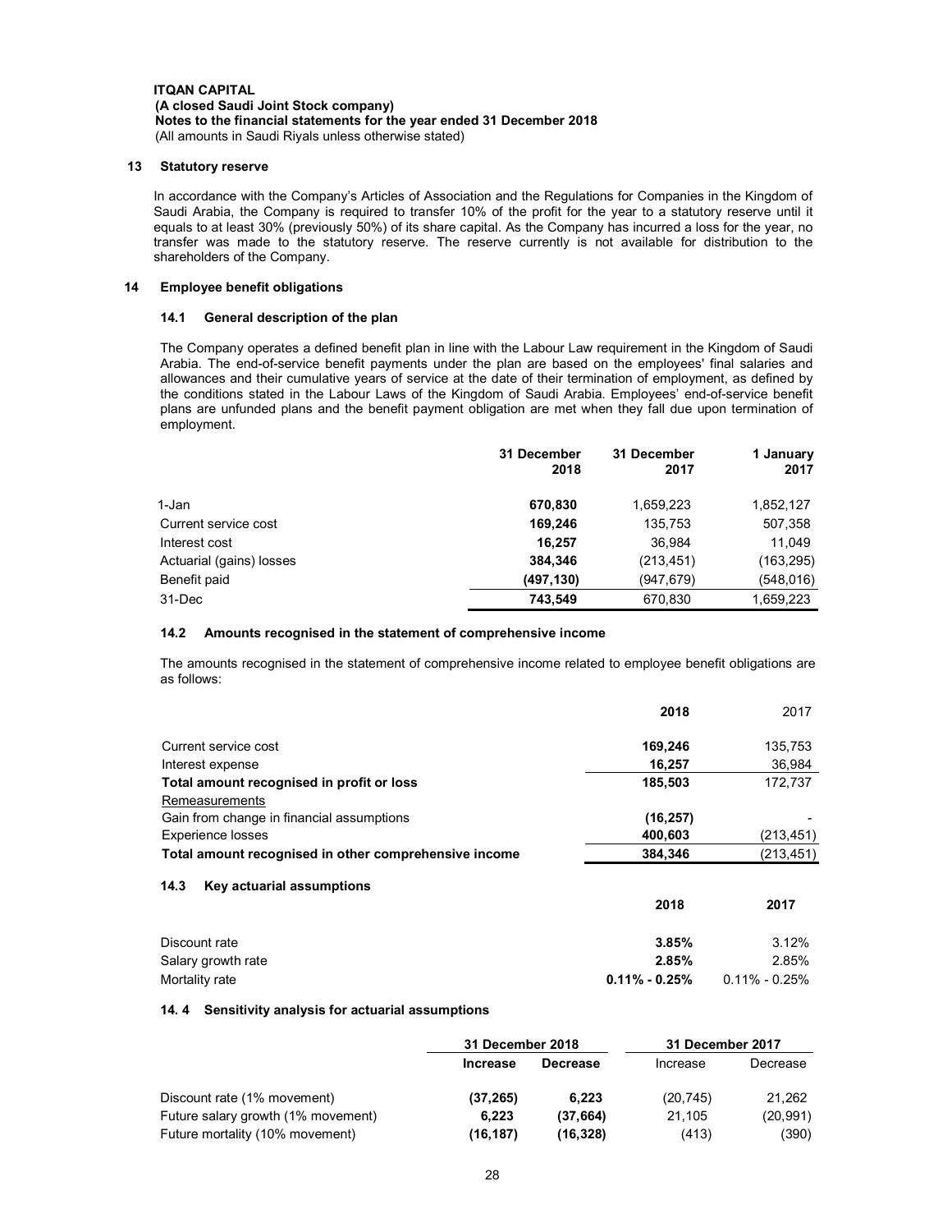**ITQAN CAPITAL**
**(A closed Saudi Joint Stock company)**
**Notes to the financial statements for the year ended 31 December 2018**
(All amounts in Saudi Riyals unless otherwise stated)

## 13 Statutory reserve

In accordance with the Company's Articles of Association and the Regulations for Companies in the Kingdom of Saudi Arabia, the Company is required to transfer 10% of the profit for the year to a statutory reserve until it equals to at least 30% (previously 50%) of its share capital. As the Company has incurred a loss for the year, no transfer was made to the statutory reserve. The reserve currently is not available for distribution to the shareholders of the Company.

## 14 Employee benefit obligations

### 14.1 General description of the plan

The Company operates a defined benefit plan in line with the Labour Law requirement in the Kingdom of Saudi Arabia. The end-of-service benefit payments under the plan are based on the employees' final salaries and allowances and their cumulative years of service at the date of their termination of employment, as defined by the conditions stated in the Labour Laws of the Kingdom of Saudi Arabia. Employees' end-of-service benefit plans are unfunded plans and the benefit payment obligation are met when they fall due upon termination of employment.

| | 31 December 2018 | 31 December 2017 | 1 January 2017 |
|---|---|---|---|
| 1-Jan | **670,830** | 1,659,223 | 1,852,127 |
| Current service cost | **169,246** | 135,753 | 507,358 |
| Interest cost | **16,257** | 36,984 | 11,049 |
| Actuarial (gains) losses | **384,346** | (213,451) | (163,295) |
| Benefit paid | **(497,130)** | (947,679) | (548,016) |
| 31-Dec | **743,549** | 670,830 | 1,659,223 |

### 14.2 Amounts recognised in the statement of comprehensive income

The amounts recognised in the statement of comprehensive income related to employee benefit obligations are as follows:

| | 2018 | 2017 |
|---|---|---|
| Current service cost | **169,246** | 135,753 |
| Interest expense | **16,257** | 36,984 |
| **Total amount recognised in profit or loss** | **185,503** | 172,737 |
| Remeasurements | | |
| Gain from change in financial assumptions | **(16,257)** | - |
| Experience losses | **400,603** | (213,451) |
| **Total amount recognised in other comprehensive income** | **384,346** | (213,451) |

### 14.3 Key actuarial assumptions

| | 2018 | 2017 |
|---|---|---|
| Discount rate | **3.85%** | 3.12% |
| Salary growth rate | **2.85%** | 2.85% |
| Mortality rate | **0.11% - 0.25%** | 0.11% - 0.25% |

### 14.4 Sensitivity analysis for actuarial assumptions

| | 31 December 2018 | | 31 December 2017 | |
|---|---|---|---|---|
| | **Increase** | **Decrease** | Increase | Decrease |
| Discount rate (1% movement) | **(37,265)** | **6,223** | (20,745) | 21,262 |
| Future salary growth (1% movement) | **6,223** | **(37,664)** | 21,105 | (20,991) |
| Future mortality (10% movement) | **(16,187)** | **(16,328)** | (413) | (390) |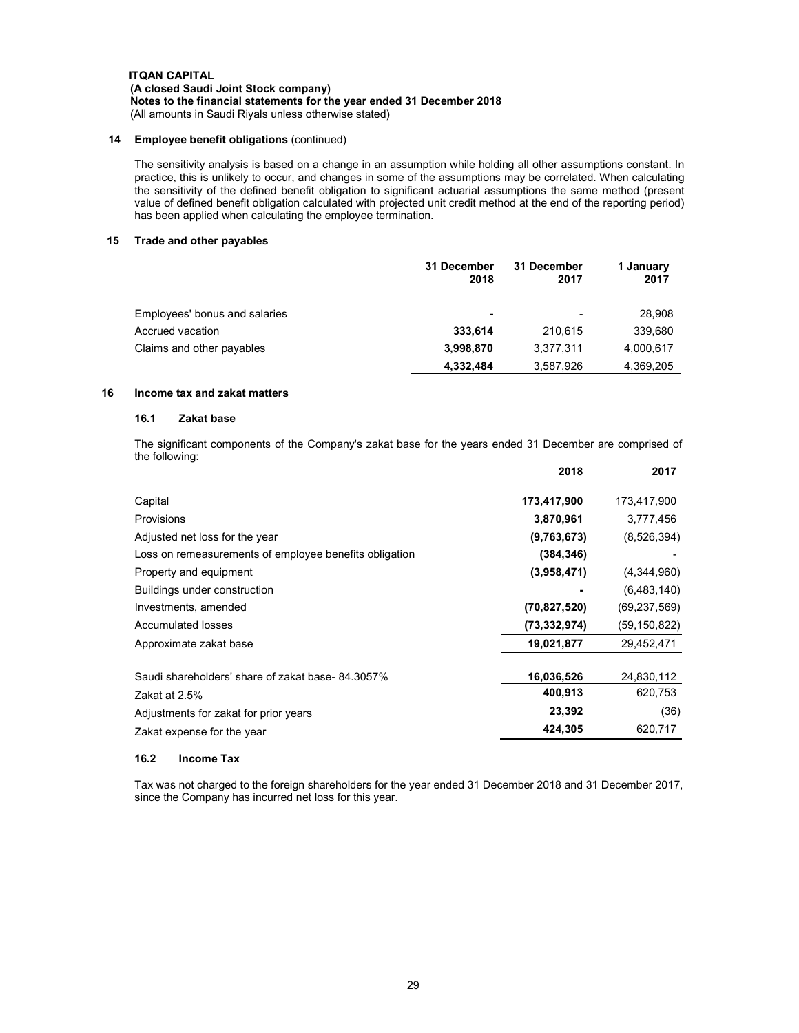**ITQAN CAPITAL**
**(A closed Saudi Joint Stock company)**
**Notes to the financial statements for the year ended 31 December 2018**
(All amounts in Saudi Riyals unless otherwise stated)

## 14 Employee benefit obligations (continued)

The sensitivity analysis is based on a change in an assumption while holding all other assumptions constant. In practice, this is unlikely to occur, and changes in some of the assumptions may be correlated. When calculating the sensitivity of the defined benefit obligation to significant actuarial assumptions the same method (present value of defined benefit obligation calculated with projected unit credit method at the end of the reporting period) has been applied when calculating the employee termination.

## 15 Trade and other payables

| | 31 December 2018 | 31 December 2017 | 1 January 2017 |
|---|---|---|---|
| Employees' bonus and salaries | **-** | - | 28,908 |
| Accrued vacation | **333,614** | 210,615 | 339,680 |
| Claims and other payables | **3,998,870** | 3,377,311 | 4,000,617 |
| | **4,332,484** | 3,587,926 | 4,369,205 |

## 16 Income tax and zakat matters

### 16.1 Zakat base

The significant components of the Company's zakat base for the years ended 31 December are comprised of the following:

| | 2018 | 2017 |
|---|---|---|
| Capital | **173,417,900** | 173,417,900 |
| Provisions | **3,870,961** | 3,777,456 |
| Adjusted net loss for the year | **(9,763,673)** | (8,526,394) |
| Loss on remeasurements of employee benefits obligation | **(384,346)** | - |
| Property and equipment | **(3,958,471)** | (4,344,960) |
| Buildings under construction | **-** | (6,483,140) |
| Investments, amended | **(70,827,520)** | (69,237,569) |
| Accumulated losses | **(73,332,974)** | (59,150,822) |
| Approximate zakat base | **19,021,877** | 29,452,471 |
| | | |
| Saudi shareholders' share of zakat base- 84.3057% | **16,036,526** | 24,830,112 |
| Zakat at 2.5% | **400,913** | 620,753 |
| Adjustments for zakat for prior years | **23,392** | (36) |
| Zakat expense for the year | **424,305** | 620,717 |

### 16.2 Income Tax

Tax was not charged to the foreign shareholders for the year ended 31 December 2018 and 31 December 2017, since the Company has incurred net loss for this year.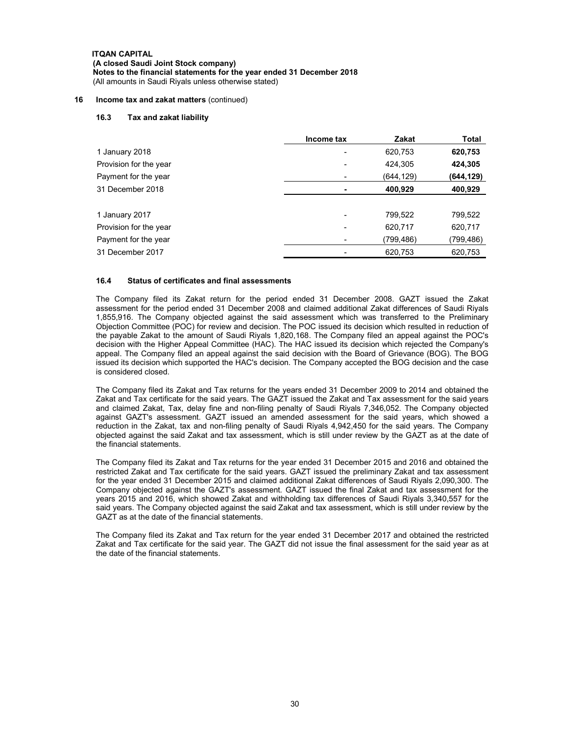**ITQAN CAPITAL**
**(A closed Saudi Joint Stock company)**
**Notes to the financial statements for the year ended 31 December 2018**
(All amounts in Saudi Riyals unless otherwise stated)

## 16 Income tax and zakat matters (continued)

### 16.3 Tax and zakat liability

| | Income tax | Zakat | Total |
|---|---|---|---|
| 1 January 2018 | - | 620,753 | **620,753** |
| Provision for the year | - | 424,305 | **424,305** |
| Payment for the year | - | (644,129) | **(644,129)** |
| 31 December 2018 | **-** | **400,929** | **400,929** |
| | | | |
| 1 January 2017 | - | 799,522 | 799,522 |
| Provision for the year | - | 620,717 | 620,717 |
| Payment for the year | - | (799,486) | (799,486) |
| 31 December 2017 | - | 620,753 | 620,753 |

### 16.4 Status of certificates and final assessments

The Company filed its Zakat return for the period ended 31 December 2008. GAZT issued the Zakat assessment for the period ended 31 December 2008 and claimed additional Zakat differences of Saudi Riyals 1,855,916. The Company objected against the said assessment which was transferred to the Preliminary Objection Committee (POC) for review and decision. The POC issued its decision which resulted in reduction of the payable Zakat to the amount of Saudi Riyals 1,820,168. The Company filed an appeal against the POC's decision with the Higher Appeal Committee (HAC). The HAC issued its decision which rejected the Company's appeal. The Company filed an appeal against the said decision with the Board of Grievance (BOG). The BOG issued its decision which supported the HAC's decision. The Company accepted the BOG decision and the case is considered closed.

The Company filed its Zakat and Tax returns for the years ended 31 December 2009 to 2014 and obtained the Zakat and Tax certificate for the said years. The GAZT issued the Zakat and Tax assessment for the said years and claimed Zakat, Tax, delay fine and non-filing penalty of Saudi Riyals 7,346,052. The Company objected against GAZT's assessment. GAZT issued an amended assessment for the said years, which showed a reduction in the Zakat, tax and non-filing penalty of Saudi Riyals 4,942,450 for the said years. The Company objected against the said Zakat and tax assessment, which is still under review by the GAZT as at the date of the financial statements.

The Company filed its Zakat and Tax returns for the year ended 31 December 2015 and 2016 and obtained the restricted Zakat and Tax certificate for the said years. GAZT issued the preliminary Zakat and tax assessment for the year ended 31 December 2015 and claimed additional Zakat differences of Saudi Riyals 2,090,300. The Company objected against the GAZT's assessment. GAZT issued the final Zakat and tax assessment for the years 2015 and 2016, which showed Zakat and withholding tax differences of Saudi Riyals 3,340,557 for the said years. The Company objected against the said Zakat and tax assessment, which is still under review by the GAZT as at the date of the financial statements.

The Company filed its Zakat and Tax return for the year ended 31 December 2017 and obtained the restricted Zakat and Tax certificate for the said year. The GAZT did not issue the final assessment for the said year as at the date of the financial statements.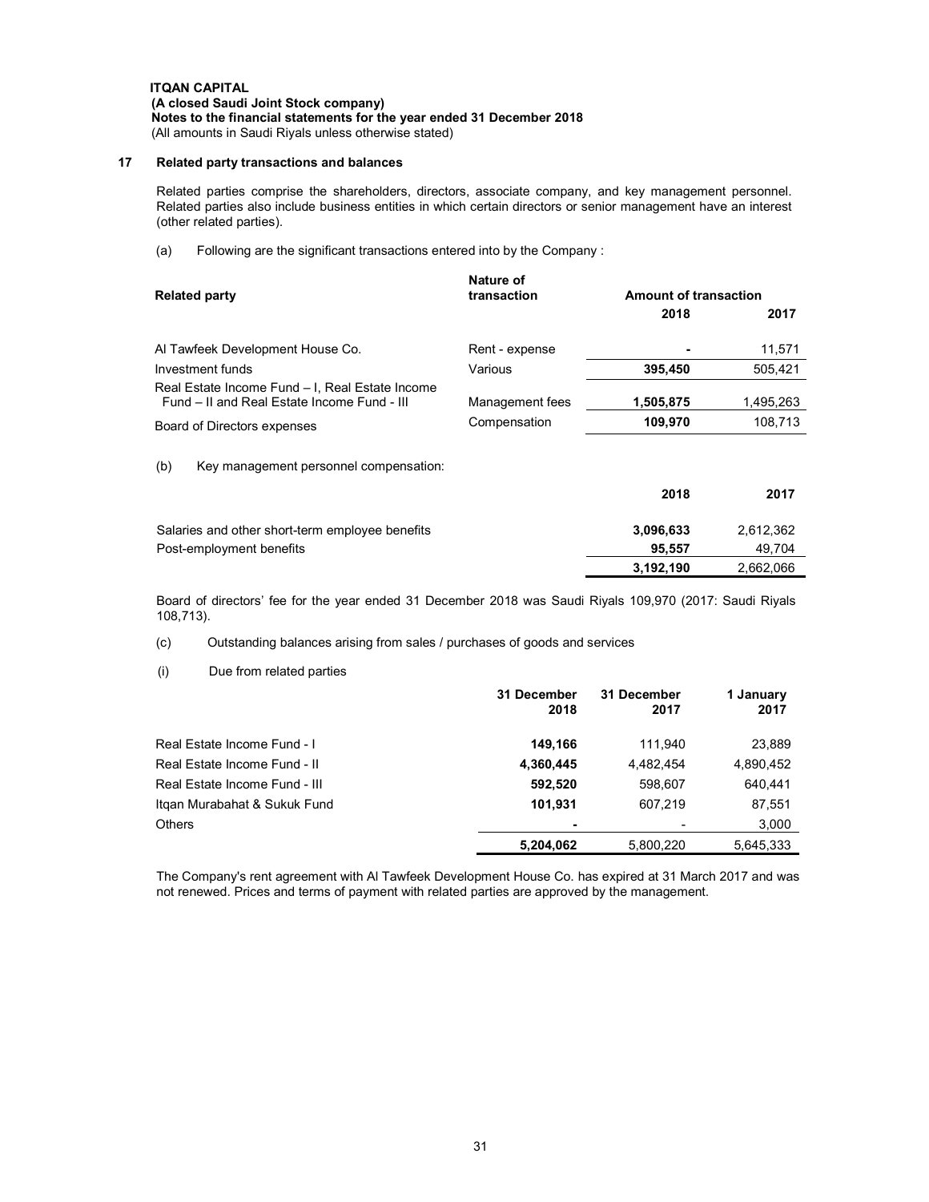**ITQAN CAPITAL**
**(A closed Saudi Joint Stock company)**
**Notes to the financial statements for the year ended 31 December 2018**
(All amounts in Saudi Riyals unless otherwise stated)

## 17 Related party transactions and balances

Related parties comprise the shareholders, directors, associate company, and key management personnel. Related parties also include business entities in which certain directors or senior management have an interest (other related parties).

(a) Following are the significant transactions entered into by the Company :

| Related party | Nature of transaction | Amount of transaction 2018 | 2017 |
|---|---|---|---|
| Al Tawfeek Development House Co. | Rent - expense | - | 11,571 |
| Investment funds | Various | **395,450** | 505,421 |
| Real Estate Income Fund – I, Real Estate Income Fund – II and Real Estate Income Fund - III | Management fees | **1,505,875** | 1,495,263 |
| Board of Directors expenses | Compensation | **109,970** | 108,713 |

(b) Key management personnel compensation:

| | 2018 | 2017 |
|---|---|---|
| Salaries and other short-term employee benefits | **3,096,633** | 2,612,362 |
| Post-employment benefits | **95,557** | 49,704 |
| | **3,192,190** | 2,662,066 |

Board of directors' fee for the year ended 31 December 2018 was Saudi Riyals 109,970 (2017: Saudi Riyals 108,713).

(c) Outstanding balances arising from sales / purchases of goods and services

(i) Due from related parties

| | 31 December 2018 | 31 December 2017 | 1 January 2017 |
|---|---|---|---|
| Real Estate Income Fund - I | **149,166** | 111,940 | 23,889 |
| Real Estate Income Fund - II | **4,360,445** | 4,482,454 | 4,890,452 |
| Real Estate Income Fund - III | **592,520** | 598,607 | 640,441 |
| Itqan Murabahat & Sukuk Fund | **101,931** | 607,219 | 87,551 |
| Others | **-** | - | 3,000 |
| | **5,204,062** | 5,800,220 | 5,645,333 |

The Company's rent agreement with Al Tawfeek Development House Co. has expired at 31 March 2017 and was not renewed. Prices and terms of payment with related parties are approved by the management.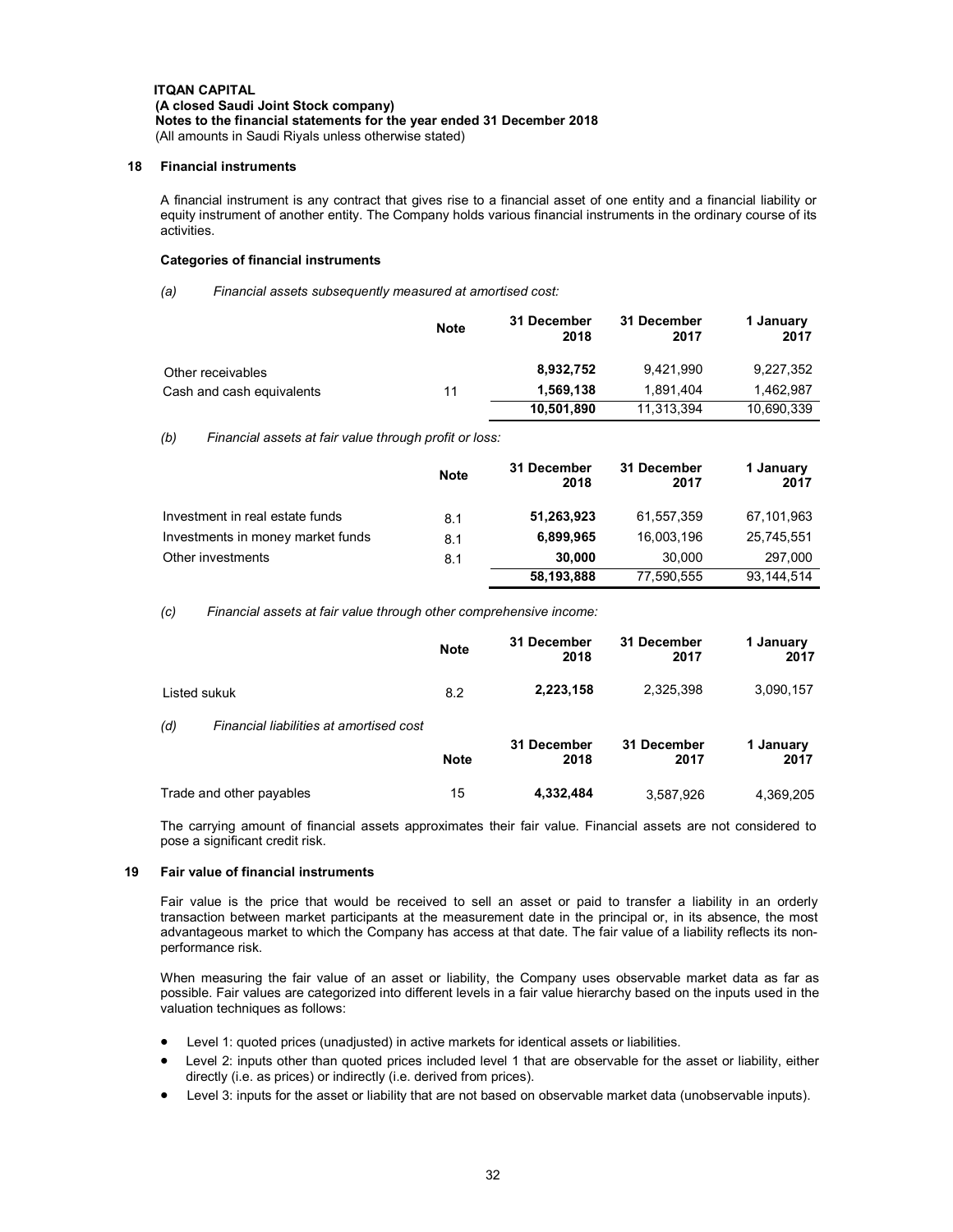## 18 Financial instruments

A financial instrument is any contract that gives rise to a financial asset of one entity and a financial liability or equity instrument of another entity. The Company holds various financial instruments in the ordinary course of its activities.

### Categories of financial instruments

*(a) Financial assets subsequently measured at amortised cost:*

| | Note | 31 December 2018 | 31 December 2017 | 1 January 2017 |
|---|---|---|---|---|
| Other receivables | | **8,932,752** | 9,421,990 | 9,227,352 |
| Cash and cash equivalents | 11 | **1,569,138** | 1,891,404 | 1,462,987 |
| | | **10,501,890** | 11,313,394 | 10,690,339 |

*(b) Financial assets at fair value through profit or loss:*

| | Note | 31 December 2018 | 31 December 2017 | 1 January 2017 |
|---|---|---|---|---|
| Investment in real estate funds | 8.1 | **51,263,923** | 61,557,359 | 67,101,963 |
| Investments in money market funds | 8.1 | **6,899,965** | 16,003,196 | 25,745,551 |
| Other investments | 8.1 | **30,000** | 30,000 | 297,000 |
| | | **58,193,888** | 77,590,555 | 93,144,514 |

*(c) Financial assets at fair value through other comprehensive income:*

| | Note | 31 December 2018 | 31 December 2017 | 1 January 2017 |
|---|---|---|---|---|
| Listed sukuk | 8.2 | **2,223,158** | 2,325,398 | 3,090,157 |

*(d) Financial liabilities at amortised cost*

| | Note | 31 December 2018 | 31 December 2017 | 1 January 2017 |
|---|---|---|---|---|
| Trade and other payables | 15 | **4,332,484** | 3,587,926 | 4,369,205 |

The carrying amount of financial assets approximates their fair value. Financial assets are not considered to pose a significant credit risk.

## 19 Fair value of financial instruments

Fair value is the price that would be received to sell an asset or paid to transfer a liability in an orderly transaction between market participants at the measurement date in the principal or, in its absence, the most advantageous market to which the Company has access at that date. The fair value of a liability reflects its non-performance risk.

When measuring the fair value of an asset or liability, the Company uses observable market data as far as possible. Fair values are categorized into different levels in a fair value hierarchy based on the inputs used in the valuation techniques as follows:

- Level 1: quoted prices (unadjusted) in active markets for identical assets or liabilities.
- Level 2: inputs other than quoted prices included level 1 that are observable for the asset or liability, either directly (i.e. as prices) or indirectly (i.e. derived from prices).
- Level 3: inputs for the asset or liability that are not based on observable market data (unobservable inputs).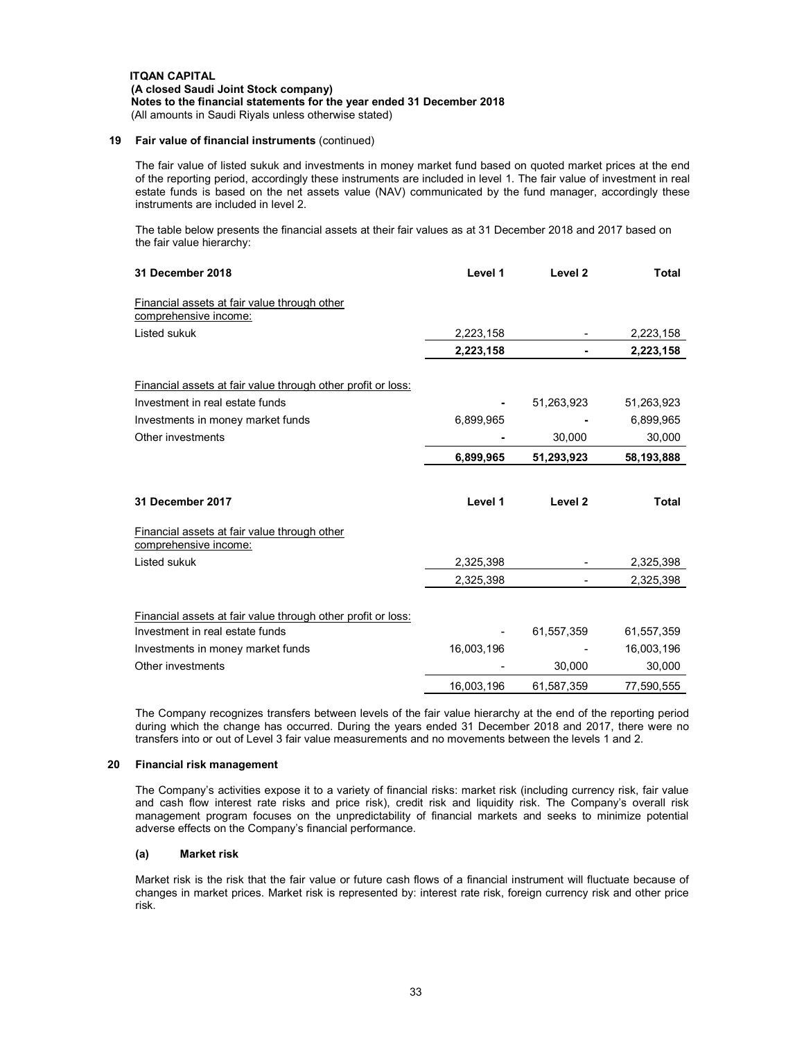## 19 Fair value of financial instruments (continued)

The fair value of listed sukuk and investments in money market fund based on quoted market prices at the end of the reporting period, accordingly these instruments are included in level 1. The fair value of investment in real estate funds is based on the net assets value (NAV) communicated by the fund manager, accordingly these instruments are included in level 2.

The table below presents the financial assets at their fair values as at 31 December 2018 and 2017 based on the fair value hierarchy:

| **31 December 2018** | **Level 1** | **Level 2** | **Total** |
|---|---|---|---|
| Financial assets at fair value through other comprehensive income: | | | |
| Listed sukuk | 2,223,158 | - | 2,223,158 |
| | **2,223,158** | **-** | **2,223,158** |
| Financial assets at fair value through other profit or loss: | | | |
| Investment in real estate funds | - | 51,263,923 | 51,263,923 |
| Investments in money market funds | 6,899,965 | - | 6,899,965 |
| Other investments | - | 30,000 | 30,000 |
| | **6,899,965** | **51,293,923** | **58,193,888** |

| **31 December 2017** | **Level 1** | **Level 2** | **Total** |
|---|---|---|---|
| Financial assets at fair value through other comprehensive income: | | | |
| Listed sukuk | 2,325,398 | - | 2,325,398 |
| | 2,325,398 | - | 2,325,398 |
| Financial assets at fair value through other profit or loss: | | | |
| Investment in real estate funds | - | 61,557,359 | 61,557,359 |
| Investments in money market funds | 16,003,196 | - | 16,003,196 |
| Other investments | - | 30,000 | 30,000 |
| | 16,003,196 | 61,587,359 | 77,590,555 |

The Company recognizes transfers between levels of the fair value hierarchy at the end of the reporting period during which the change has occurred. During the years ended 31 December 2018 and 2017, there were no transfers into or out of Level 3 fair value measurements and no movements between the levels 1 and 2.

## 20 Financial risk management

The Company's activities expose it to a variety of financial risks: market risk (including currency risk, fair value and cash flow interest rate risks and price risk), credit risk and liquidity risk. The Company's overall risk management program focuses on the unpredictability of financial markets and seeks to minimize potential adverse effects on the Company's financial performance.

### (a) Market risk

Market risk is the risk that the fair value or future cash flows of a financial instrument will fluctuate because of changes in market prices. Market risk is represented by: interest rate risk, foreign currency risk and other price risk.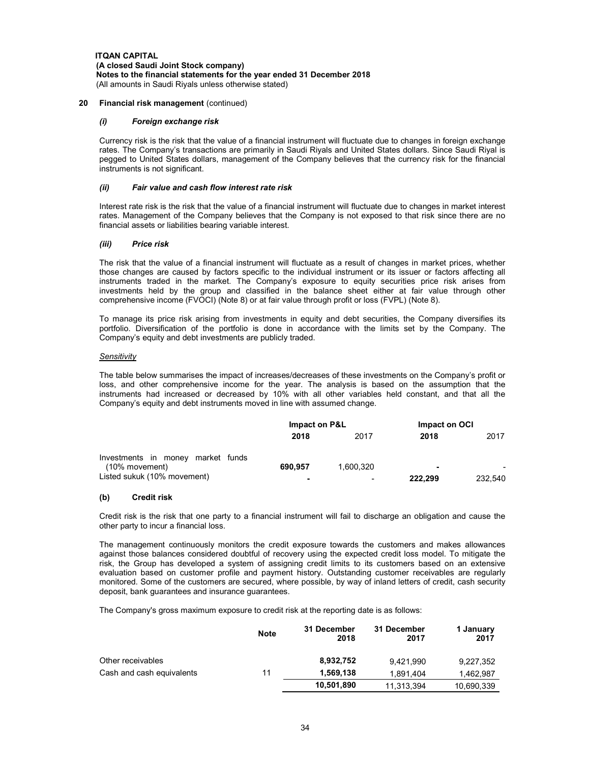**ITQAN CAPITAL**
**(A closed Saudi Joint Stock company)**
**Notes to the financial statements for the year ended 31 December 2018**
(All amounts in Saudi Riyals unless otherwise stated)

## 20 Financial risk management (continued)

### *(i) Foreign exchange risk*

Currency risk is the risk that the value of a financial instrument will fluctuate due to changes in foreign exchange rates. The Company's transactions are primarily in Saudi Riyals and United States dollars. Since Saudi Riyal is pegged to United States dollars, management of the Company believes that the currency risk for the financial instruments is not significant.

### *(ii) Fair value and cash flow interest rate risk*

Interest rate risk is the risk that the value of a financial instrument will fluctuate due to changes in market interest rates. Management of the Company believes that the Company is not exposed to that risk since there are no financial assets or liabilities bearing variable interest.

### *(iii) Price risk*

The risk that the value of a financial instrument will fluctuate as a result of changes in market prices, whether those changes are caused by factors specific to the individual instrument or its issuer or factors affecting all instruments traded in the market. The Company's exposure to equity securities price risk arises from investments held by the group and classified in the balance sheet either at fair value through other comprehensive income (FVOCI) (Note 8) or at fair value through profit or loss (FVPL) (Note 8).

To manage its price risk arising from investments in equity and debt securities, the Company diversifies its portfolio. Diversification of the portfolio is done in accordance with the limits set by the Company. The Company's equity and debt investments are publicly traded.

*Sensitivity*

The table below summarises the impact of increases/decreases of these investments on the Company's profit or loss, and other comprehensive income for the year. The analysis is based on the assumption that the instruments had increased or decreased by 10% with all other variables held constant, and that all the Company's equity and debt instruments moved in line with assumed change.

| | Impact on P&L | | Impact on OCI | |
|---|---|---|---|---|
| | **2018** | 2017 | **2018** | 2017 |
| Investments in money market funds (10% movement) | **690,957** | 1,600,320 | **-** | - |
| Listed sukuk (10% movement) | **-** | - | **222,299** | 232,540 |

### (b) Credit risk

Credit risk is the risk that one party to a financial instrument will fail to discharge an obligation and cause the other party to incur a financial loss.

The management continuously monitors the credit exposure towards the customers and makes allowances against those balances considered doubtful of recovery using the expected credit loss model. To mitigate the risk, the Group has developed a system of assigning credit limits to its customers based on an extensive evaluation based on customer profile and payment history. Outstanding customer receivables are regularly monitored. Some of the customers are secured, where possible, by way of inland letters of credit, cash security deposit, bank guarantees and insurance guarantees.

The Company's gross maximum exposure to credit risk at the reporting date is as follows:

| | Note | 31 December 2018 | 31 December 2017 | 1 January 2017 |
|---|---|---|---|---|
| Other receivables | | **8,932,752** | 9,421,990 | 9,227,352 |
| Cash and cash equivalents | 11 | **1,569,138** | 1,891,404 | 1,462,987 |
| | | **10,501,890** | 11,313,394 | 10,690,339 |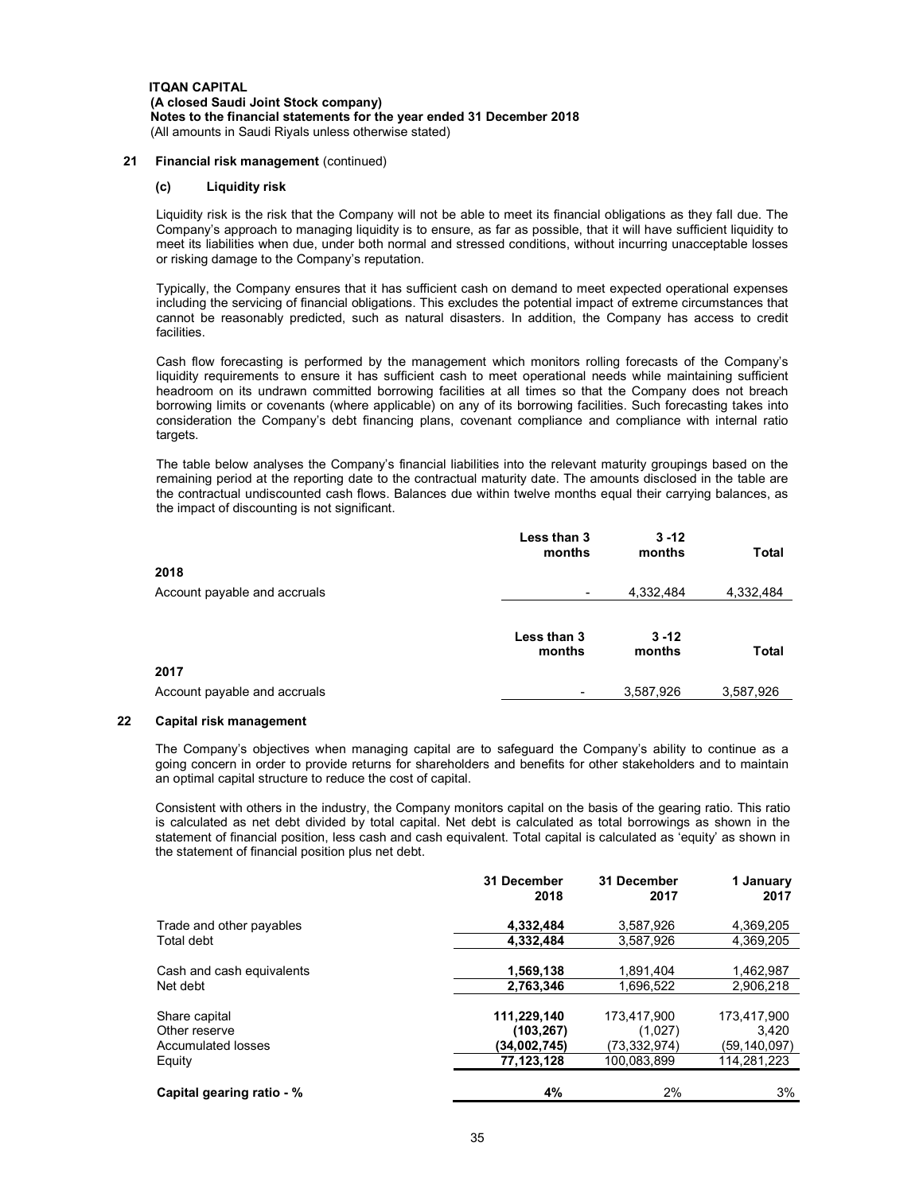**ITQAN CAPITAL**
**(A closed Saudi Joint Stock company)**
**Notes to the financial statements for the year ended 31 December 2018**
(All amounts in Saudi Riyals unless otherwise stated)

## 21 Financial risk management (continued)

### (c) Liquidity risk

Liquidity risk is the risk that the Company will not be able to meet its financial obligations as they fall due. The Company's approach to managing liquidity is to ensure, as far as possible, that it will have sufficient liquidity to meet its liabilities when due, under both normal and stressed conditions, without incurring unacceptable losses or risking damage to the Company's reputation.

Typically, the Company ensures that it has sufficient cash on demand to meet expected operational expenses including the servicing of financial obligations. This excludes the potential impact of extreme circumstances that cannot be reasonably predicted, such as natural disasters. In addition, the Company has access to credit facilities.

Cash flow forecasting is performed by the management which monitors rolling forecasts of the Company's liquidity requirements to ensure it has sufficient cash to meet operational needs while maintaining sufficient headroom on its undrawn committed borrowing facilities at all times so that the Company does not breach borrowing limits or covenants (where applicable) on any of its borrowing facilities. Such forecasting takes into consideration the Company's debt financing plans, covenant compliance and compliance with internal ratio targets.

The table below analyses the Company's financial liabilities into the relevant maturity groupings based on the remaining period at the reporting date to the contractual maturity date. The amounts disclosed in the table are the contractual undiscounted cash flows. Balances due within twelve months equal their carrying balances, as the impact of discounting is not significant.

| | Less than 3 months | 3 -12 months | Total |
|---|---|---|---|
| **2018** | | | |
| Account payable and accruals | - | 4,332,484 | 4,332,484 |

| | Less than 3 months | 3 -12 months | Total |
|---|---|---|---|
| **2017** | | | |
| Account payable and accruals | - | 3,587,926 | 3,587,926 |

## 22 Capital risk management

The Company's objectives when managing capital are to safeguard the Company's ability to continue as a going concern in order to provide returns for shareholders and benefits for other stakeholders and to maintain an optimal capital structure to reduce the cost of capital.

Consistent with others in the industry, the Company monitors capital on the basis of the gearing ratio. This ratio is calculated as net debt divided by total capital. Net debt is calculated as total borrowings as shown in the statement of financial position, less cash and cash equivalent. Total capital is calculated as 'equity' as shown in the statement of financial position plus net debt.

| | 31 December 2018 | 31 December 2017 | 1 January 2017 |
|---|---|---|---|
| Trade and other payables | **4,332,484** | 3,587,926 | 4,369,205 |
| Total debt | **4,332,484** | 3,587,926 | 4,369,205 |
| Cash and cash equivalents | **1,569,138** | 1,891,404 | 1,462,987 |
| Net debt | **2,763,346** | 1,696,522 | 2,906,218 |
| Share capital | **111,229,140** | 173,417,900 | 173,417,900 |
| Other reserve | **(103,267)** | (1,027) | 3,420 |
| Accumulated losses | **(34,002,745)** | (73,332,974) | (59,140,097) |
| Equity | **77,123,128** | 100,083,899 | 114,281,223 |
| **Capital gearing ratio - %** | **4%** | 2% | 3% |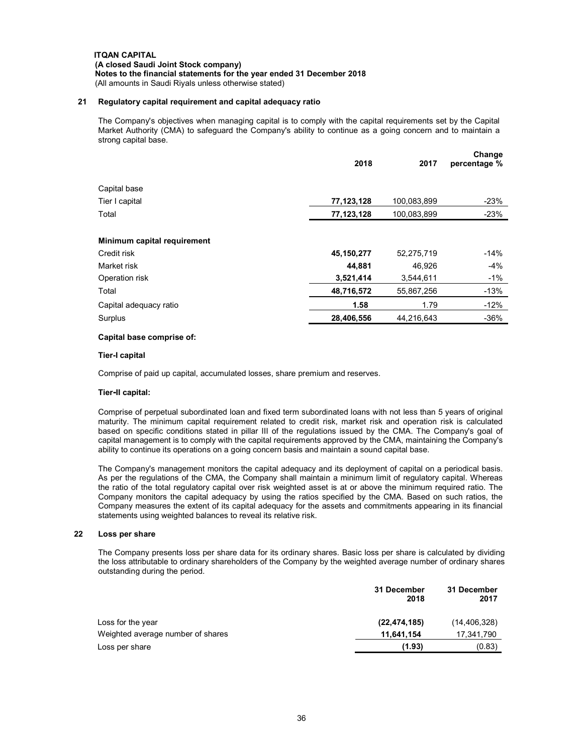**ITQAN CAPITAL**
**(A closed Saudi Joint Stock company)**
**Notes to the financial statements for the year ended 31 December 2018**
(All amounts in Saudi Riyals unless otherwise stated)

## 21 Regulatory capital requirement and capital adequacy ratio

The Company's objectives when managing capital is to comply with the capital requirements set by the Capital Market Authority (CMA) to safeguard the Company's ability to continue as a going concern and to maintain a strong capital base.

| | 2018 | 2017 | Change percentage % |
|---|---|---|---|
| Capital base | | | |
| Tier I capital | **77,123,128** | 100,083,899 | -23% |
| Total | **77,123,128** | 100,083,899 | -23% |
| | | | |
| **Minimum capital requirement** | | | |
| Credit risk | **45,150,277** | 52,275,719 | -14% |
| Market risk | **44,881** | 46,926 | -4% |
| Operation risk | **3,521,414** | 3,544,611 | -1% |
| Total | **48,716,572** | 55,867,256 | -13% |
| Capital adequacy ratio | **1.58** | 1.79 | -12% |
| Surplus | **28,406,556** | 44,216,643 | -36% |

**Capital base comprise of:**

**Tier-I capital**

Comprise of paid up capital, accumulated losses, share premium and reserves.

**Tier-II capital:**

Comprise of perpetual subordinated loan and fixed term subordinated loans with not less than 5 years of original maturity. The minimum capital requirement related to credit risk, market risk and operation risk is calculated based on specific conditions stated in pillar III of the regulations issued by the CMA. The Company's goal of capital management is to comply with the capital requirements approved by the CMA, maintaining the Company's ability to continue its operations on a going concern basis and maintain a sound capital base.

The Company's management monitors the capital adequacy and its deployment of capital on a periodical basis. As per the regulations of the CMA, the Company shall maintain a minimum limit of regulatory capital. Whereas the ratio of the total regulatory capital over risk weighted asset is at or above the minimum required ratio. The Company monitors the capital adequacy by using the ratios specified by the CMA. Based on such ratios, the Company measures the extent of its capital adequacy for the assets and commitments appearing in its financial statements using weighted balances to reveal its relative risk.

## 22 Loss per share

The Company presents loss per share data for its ordinary shares. Basic loss per share is calculated by dividing the loss attributable to ordinary shareholders of the Company by the weighted average number of ordinary shares outstanding during the period.

| | 31 December 2018 | 31 December 2017 |
|---|---|---|
| Loss for the year | **(22,474,185)** | (14,406,328) |
| Weighted average number of shares | **11,641,154** | 17,341,790 |
| Loss per share | **(1.93)** | (0.83) |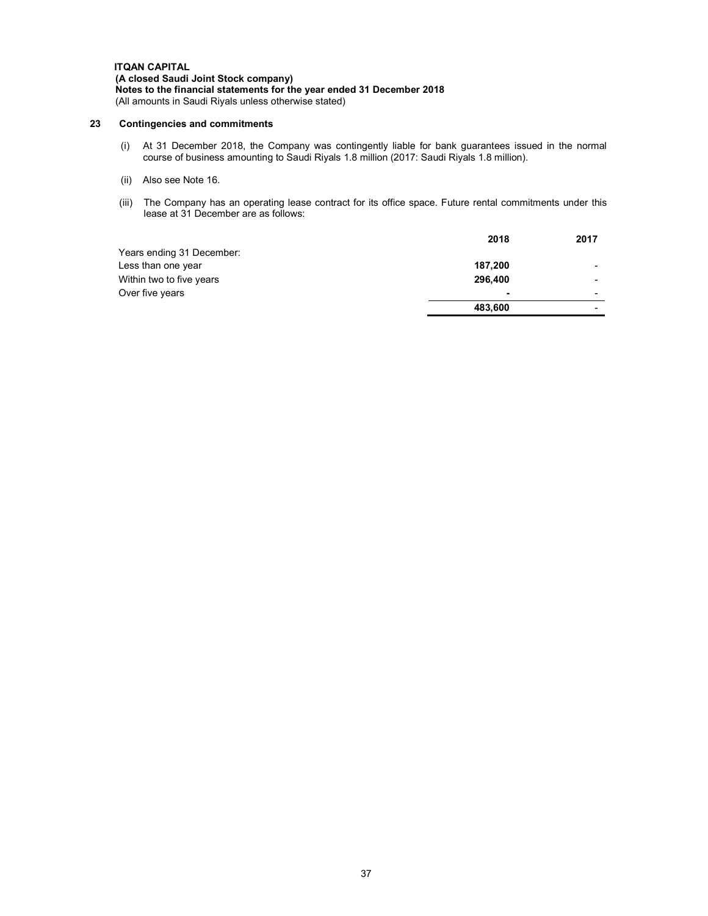**ITQAN CAPITAL**
**(A closed Saudi Joint Stock company)**
**Notes to the financial statements for the year ended 31 December 2018**
(All amounts in Saudi Riyals unless otherwise stated)

## 23 Contingencies and commitments

(i) At 31 December 2018, the Company was contingently liable for bank guarantees issued in the normal course of business amounting to Saudi Riyals 1.8 million (2017: Saudi Riyals 1.8 million).

(ii) Also see Note 16.

(iii) The Company has an operating lease contract for its office space. Future rental commitments under this lease at 31 December are as follows:

| | **2018** | **2017** |
|---|---|---|
| Years ending 31 December: | | |
| Less than one year | **187,200** | - |
| Within two to five years | **296,400** | - |
| Over five years | **-** | - |
| | **483,600** | - |